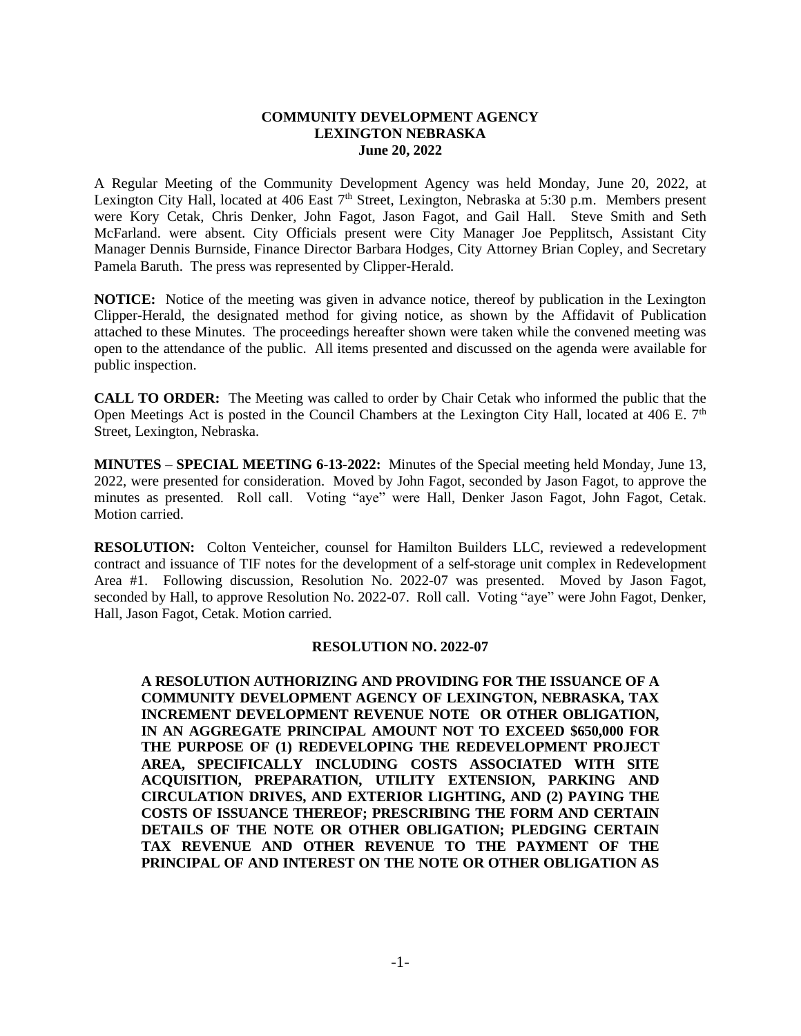**COMMUNITY DEVELOPMENT AGENCY**
**LEXINGTON NEBRASKA**
**June 20, 2022**

A Regular Meeting of the Community Development Agency was held Monday, June 20, 2022, at Lexington City Hall, located at 406 East 7th Street, Lexington, Nebraska at 5:30 p.m. Members present were Kory Cetak, Chris Denker, John Fagot, Jason Fagot, and Gail Hall. Steve Smith and Seth McFarland. were absent. City Officials present were City Manager Joe Pepplitsch, Assistant City Manager Dennis Burnside, Finance Director Barbara Hodges, City Attorney Brian Copley, and Secretary Pamela Baruth. The press was represented by Clipper-Herald.

**NOTICE:** Notice of the meeting was given in advance notice, thereof by publication in the Lexington Clipper-Herald, the designated method for giving notice, as shown by the Affidavit of Publication attached to these Minutes. The proceedings hereafter shown were taken while the convened meeting was open to the attendance of the public. All items presented and discussed on the agenda were available for public inspection.

**CALL TO ORDER:** The Meeting was called to order by Chair Cetak who informed the public that the Open Meetings Act is posted in the Council Chambers at the Lexington City Hall, located at 406 E. 7th Street, Lexington, Nebraska.

**MINUTES – SPECIAL MEETING 6-13-2022:** Minutes of the Special meeting held Monday, June 13, 2022, were presented for consideration. Moved by John Fagot, seconded by Jason Fagot, to approve the minutes as presented. Roll call. Voting "aye" were Hall, Denker Jason Fagot, John Fagot, Cetak. Motion carried.

**RESOLUTION:** Colton Venteicher, counsel for Hamilton Builders LLC, reviewed a redevelopment contract and issuance of TIF notes for the development of a self-storage unit complex in Redevelopment Area #1. Following discussion, Resolution No. 2022-07 was presented. Moved by Jason Fagot, seconded by Hall, to approve Resolution No. 2022-07. Roll call. Voting "aye" were John Fagot, Denker, Hall, Jason Fagot, Cetak. Motion carried.

**RESOLUTION NO. 2022-07**

**A RESOLUTION AUTHORIZING AND PROVIDING FOR THE ISSUANCE OF A COMMUNITY DEVELOPMENT AGENCY OF LEXINGTON, NEBRASKA, TAX INCREMENT DEVELOPMENT REVENUE NOTE OR OTHER OBLIGATION, IN AN AGGREGATE PRINCIPAL AMOUNT NOT TO EXCEED $650,000 FOR THE PURPOSE OF (1) REDEVELOPING THE REDEVELOPMENT PROJECT AREA, SPECIFICALLY INCLUDING COSTS ASSOCIATED WITH SITE ACQUISITION, PREPARATION, UTILITY EXTENSION, PARKING AND CIRCULATION DRIVES, AND EXTERIOR LIGHTING, AND (2) PAYING THE COSTS OF ISSUANCE THEREOF; PRESCRIBING THE FORM AND CERTAIN DETAILS OF THE NOTE OR OTHER OBLIGATION; PLEDGING CERTAIN TAX REVENUE AND OTHER REVENUE TO THE PAYMENT OF THE PRINCIPAL OF AND INTEREST ON THE NOTE OR OTHER OBLIGATION AS**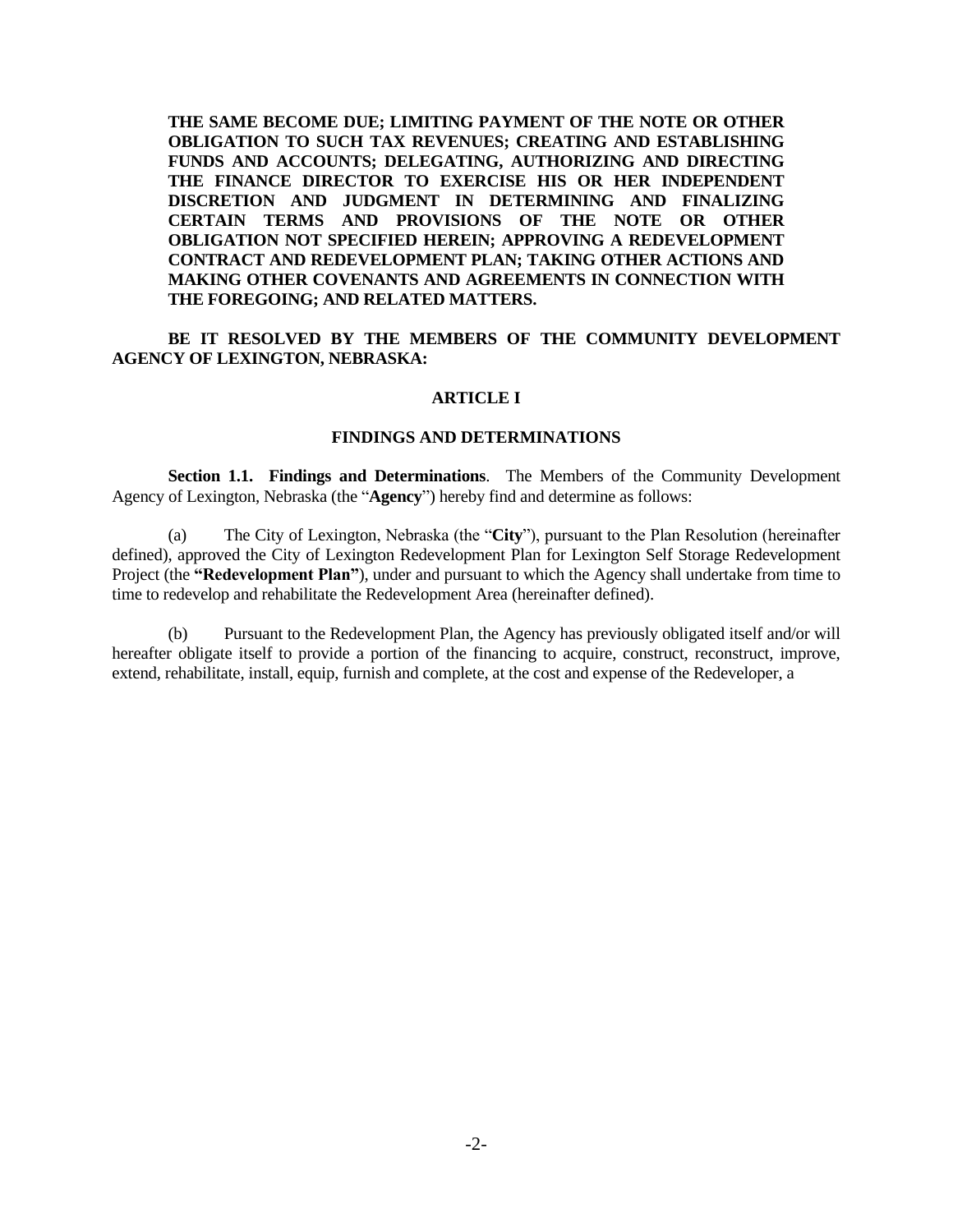**THE SAME BECOME DUE; LIMITING PAYMENT OF THE NOTE OR OTHER OBLIGATION TO SUCH TAX REVENUES; CREATING AND ESTABLISHING FUNDS AND ACCOUNTS; DELEGATING, AUTHORIZING AND DIRECTING THE FINANCE DIRECTOR TO EXERCISE HIS OR HER INDEPENDENT DISCRETION AND JUDGMENT IN DETERMINING AND FINALIZING CERTAIN TERMS AND PROVISIONS OF THE NOTE OR OTHER OBLIGATION NOT SPECIFIED HEREIN; APPROVING A REDEVELOPMENT CONTRACT AND REDEVELOPMENT PLAN; TAKING OTHER ACTIONS AND MAKING OTHER COVENANTS AND AGREEMENTS IN CONNECTION WITH THE FOREGOING; AND RELATED MATTERS.**

**BE IT RESOLVED BY THE MEMBERS OF THE COMMUNITY DEVELOPMENT AGENCY OF LEXINGTON, NEBRASKA:**

## ARTICLE I

## FINDINGS AND DETERMINATIONS

**Section 1.1. Findings and Determinations**. The Members of the Community Development Agency of Lexington, Nebraska (the "**Agency**") hereby find and determine as follows:

(a) The City of Lexington, Nebraska (the "**City**"), pursuant to the Plan Resolution (hereinafter defined), approved the City of Lexington Redevelopment Plan for Lexington Self Storage Redevelopment Project (the **"Redevelopment Plan"**), under and pursuant to which the Agency shall undertake from time to time to redevelop and rehabilitate the Redevelopment Area (hereinafter defined).

(b) Pursuant to the Redevelopment Plan, the Agency has previously obligated itself and/or will hereafter obligate itself to provide a portion of the financing to acquire, construct, reconstruct, improve, extend, rehabilitate, install, equip, furnish and complete, at the cost and expense of the Redeveloper, a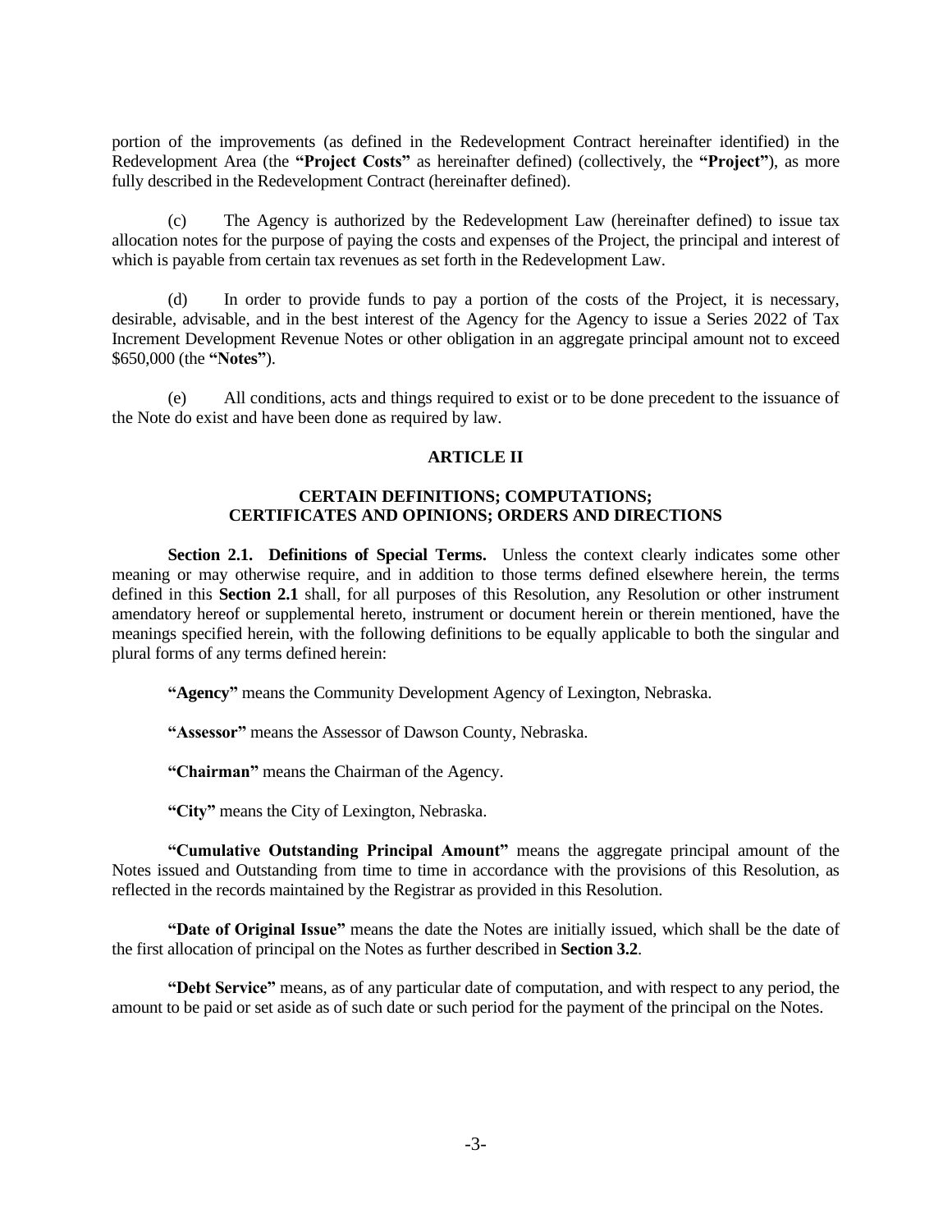portion of the improvements (as defined in the Redevelopment Contract hereinafter identified) in the Redevelopment Area (the **"Project Costs"** as hereinafter defined) (collectively, the **"Project"**), as more fully described in the Redevelopment Contract (hereinafter defined).

(c) The Agency is authorized by the Redevelopment Law (hereinafter defined) to issue tax allocation notes for the purpose of paying the costs and expenses of the Project, the principal and interest of which is payable from certain tax revenues as set forth in the Redevelopment Law.

(d) In order to provide funds to pay a portion of the costs of the Project, it is necessary, desirable, advisable, and in the best interest of the Agency for the Agency to issue a Series 2022 of Tax Increment Development Revenue Notes or other obligation in an aggregate principal amount not to exceed $650,000 (the **"Notes"**).

(e) All conditions, acts and things required to exist or to be done precedent to the issuance of the Note do exist and have been done as required by law.

## ARTICLE II

## CERTAIN DEFINITIONS; COMPUTATIONS; CERTIFICATES AND OPINIONS; ORDERS AND DIRECTIONS

**Section 2.1. Definitions of Special Terms.** Unless the context clearly indicates some other meaning or may otherwise require, and in addition to those terms defined elsewhere herein, the terms defined in this **Section 2.1** shall, for all purposes of this Resolution, any Resolution or other instrument amendatory hereof or supplemental hereto, instrument or document herein or therein mentioned, have the meanings specified herein, with the following definitions to be equally applicable to both the singular and plural forms of any terms defined herein:

**"Agency"** means the Community Development Agency of Lexington, Nebraska.

**"Assessor"** means the Assessor of Dawson County, Nebraska.

**"Chairman"** means the Chairman of the Agency.

**"City"** means the City of Lexington, Nebraska.

**"Cumulative Outstanding Principal Amount"** means the aggregate principal amount of the Notes issued and Outstanding from time to time in accordance with the provisions of this Resolution, as reflected in the records maintained by the Registrar as provided in this Resolution.

**"Date of Original Issue"** means the date the Notes are initially issued, which shall be the date of the first allocation of principal on the Notes as further described in **Section 3.2**.

**"Debt Service"** means, as of any particular date of computation, and with respect to any period, the amount to be paid or set aside as of such date or such period for the payment of the principal on the Notes.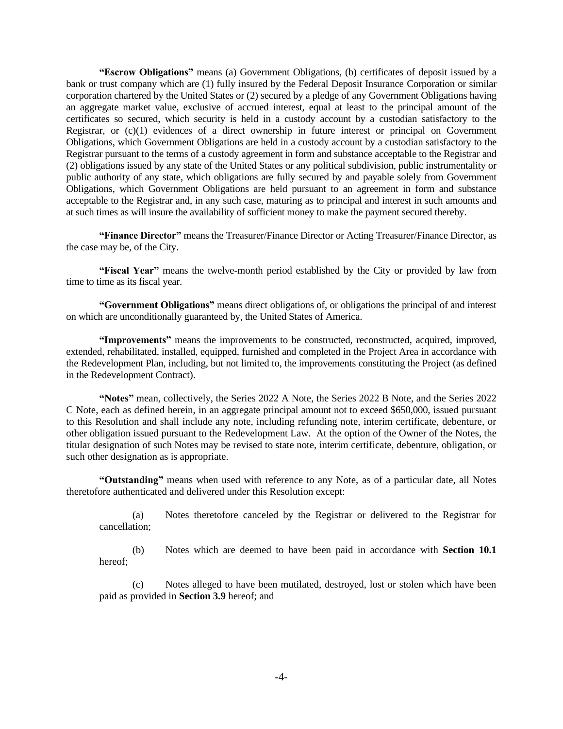**"Escrow Obligations"** means (a) Government Obligations, (b) certificates of deposit issued by a bank or trust company which are (1) fully insured by the Federal Deposit Insurance Corporation or similar corporation chartered by the United States or (2) secured by a pledge of any Government Obligations having an aggregate market value, exclusive of accrued interest, equal at least to the principal amount of the certificates so secured, which security is held in a custody account by a custodian satisfactory to the Registrar, or (c)(1) evidences of a direct ownership in future interest or principal on Government Obligations, which Government Obligations are held in a custody account by a custodian satisfactory to the Registrar pursuant to the terms of a custody agreement in form and substance acceptable to the Registrar and (2) obligations issued by any state of the United States or any political subdivision, public instrumentality or public authority of any state, which obligations are fully secured by and payable solely from Government Obligations, which Government Obligations are held pursuant to an agreement in form and substance acceptable to the Registrar and, in any such case, maturing as to principal and interest in such amounts and at such times as will insure the availability of sufficient money to make the payment secured thereby.

**"Finance Director"** means the Treasurer/Finance Director or Acting Treasurer/Finance Director, as the case may be, of the City.

**"Fiscal Year"** means the twelve-month period established by the City or provided by law from time to time as its fiscal year.

**"Government Obligations"** means direct obligations of, or obligations the principal of and interest on which are unconditionally guaranteed by, the United States of America.

**"Improvements"** means the improvements to be constructed, reconstructed, acquired, improved, extended, rehabilitated, installed, equipped, furnished and completed in the Project Area in accordance with the Redevelopment Plan, including, but not limited to, the improvements constituting the Project (as defined in the Redevelopment Contract).

**"Notes"** mean, collectively, the Series 2022 A Note, the Series 2022 B Note, and the Series 2022 C Note, each as defined herein, in an aggregate principal amount not to exceed $650,000, issued pursuant to this Resolution and shall include any note, including refunding note, interim certificate, debenture, or other obligation issued pursuant to the Redevelopment Law. At the option of the Owner of the Notes, the titular designation of such Notes may be revised to state note, interim certificate, debenture, obligation, or such other designation as is appropriate.

**"Outstanding"** means when used with reference to any Note, as of a particular date, all Notes theretofore authenticated and delivered under this Resolution except:

(a) Notes theretofore canceled by the Registrar or delivered to the Registrar for cancellation;

(b) Notes which are deemed to have been paid in accordance with **Section 10.1** hereof;

(c) Notes alleged to have been mutilated, destroyed, lost or stolen which have been paid as provided in **Section 3.9** hereof; and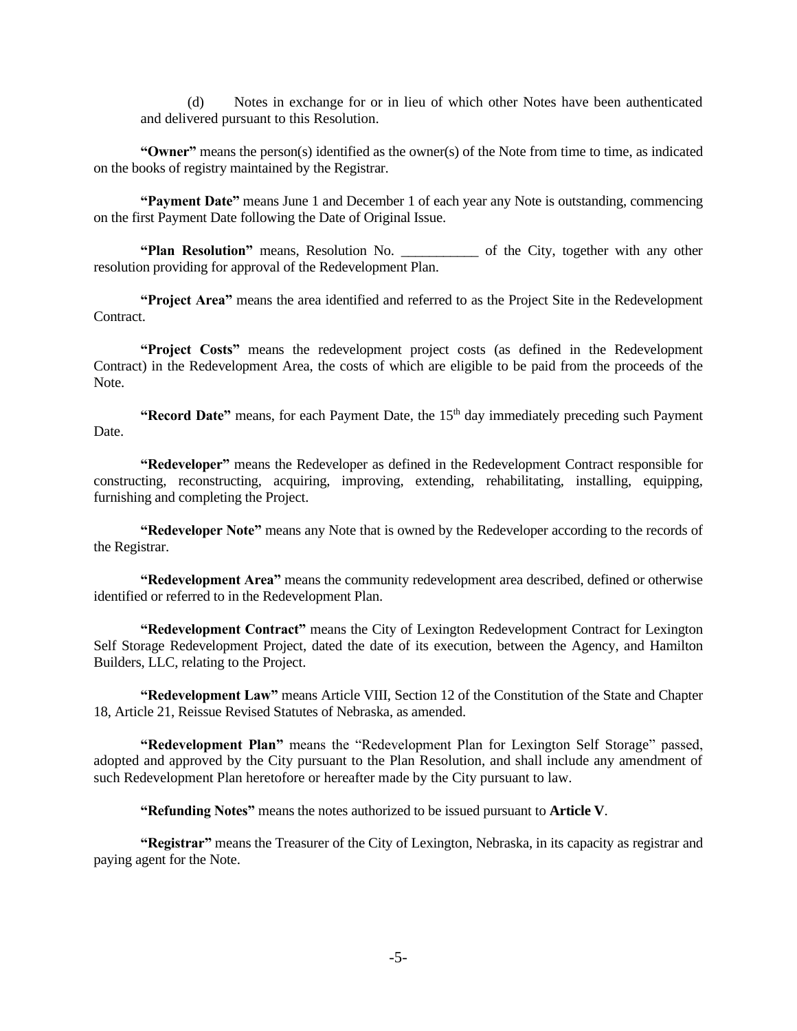(d) Notes in exchange for or in lieu of which other Notes have been authenticated and delivered pursuant to this Resolution.

**"Owner"** means the person(s) identified as the owner(s) of the Note from time to time, as indicated on the books of registry maintained by the Registrar.

**"Payment Date"** means June 1 and December 1 of each year any Note is outstanding, commencing on the first Payment Date following the Date of Original Issue.

**"Plan Resolution"** means, Resolution No. ___________ of the City, together with any other resolution providing for approval of the Redevelopment Plan.

**"Project Area"** means the area identified and referred to as the Project Site in the Redevelopment Contract.

**"Project Costs"** means the redevelopment project costs (as defined in the Redevelopment Contract) in the Redevelopment Area, the costs of which are eligible to be paid from the proceeds of the Note.

**"Record Date"** means, for each Payment Date, the 15th day immediately preceding such Payment Date.

**"Redeveloper"** means the Redeveloper as defined in the Redevelopment Contract responsible for constructing, reconstructing, acquiring, improving, extending, rehabilitating, installing, equipping, furnishing and completing the Project.

**"Redeveloper Note"** means any Note that is owned by the Redeveloper according to the records of the Registrar.

**"Redevelopment Area"** means the community redevelopment area described, defined or otherwise identified or referred to in the Redevelopment Plan.

**"Redevelopment Contract"** means the City of Lexington Redevelopment Contract for Lexington Self Storage Redevelopment Project, dated the date of its execution, between the Agency, and Hamilton Builders, LLC, relating to the Project.

**"Redevelopment Law"** means Article VIII, Section 12 of the Constitution of the State and Chapter 18, Article 21, Reissue Revised Statutes of Nebraska, as amended.

**"Redevelopment Plan"** means the "Redevelopment Plan for Lexington Self Storage" passed, adopted and approved by the City pursuant to the Plan Resolution, and shall include any amendment of such Redevelopment Plan heretofore or hereafter made by the City pursuant to law.

**"Refunding Notes"** means the notes authorized to be issued pursuant to **Article V**.

**"Registrar"** means the Treasurer of the City of Lexington, Nebraska, in its capacity as registrar and paying agent for the Note.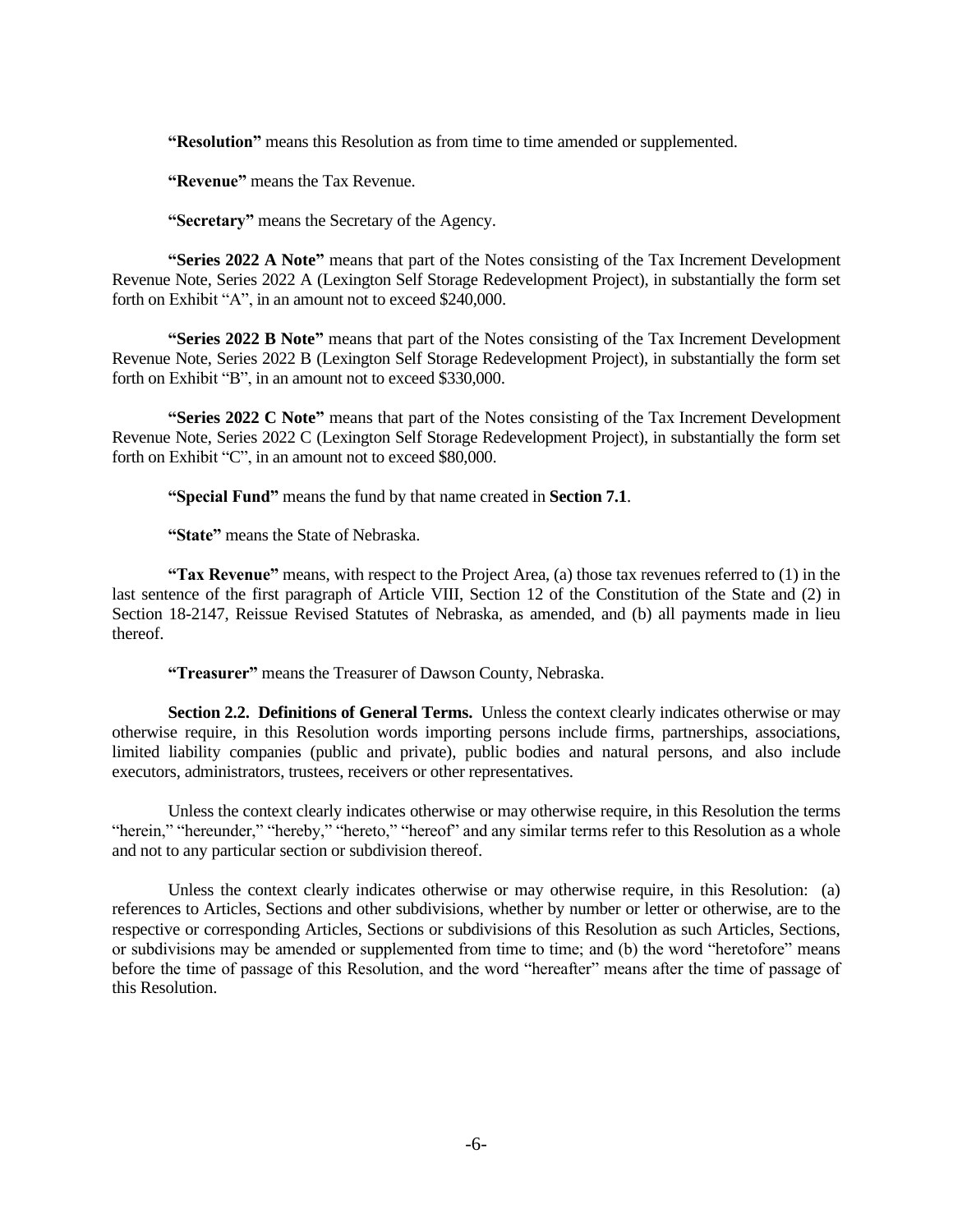**"Resolution"** means this Resolution as from time to time amended or supplemented.

**"Revenue"** means the Tax Revenue.

**"Secretary"** means the Secretary of the Agency.

**"Series 2022 A Note"** means that part of the Notes consisting of the Tax Increment Development Revenue Note, Series 2022 A (Lexington Self Storage Redevelopment Project), in substantially the form set forth on Exhibit "A", in an amount not to exceed $240,000.

**"Series 2022 B Note"** means that part of the Notes consisting of the Tax Increment Development Revenue Note, Series 2022 B (Lexington Self Storage Redevelopment Project), in substantially the form set forth on Exhibit "B", in an amount not to exceed $330,000.

**"Series 2022 C Note"** means that part of the Notes consisting of the Tax Increment Development Revenue Note, Series 2022 C (Lexington Self Storage Redevelopment Project), in substantially the form set forth on Exhibit "C", in an amount not to exceed $80,000.

**"Special Fund"** means the fund by that name created in **Section 7.1**.

**"State"** means the State of Nebraska.

**"Tax Revenue"** means, with respect to the Project Area, (a) those tax revenues referred to (1) in the last sentence of the first paragraph of Article VIII, Section 12 of the Constitution of the State and (2) in Section 18-2147, Reissue Revised Statutes of Nebraska, as amended, and (b) all payments made in lieu thereof.

**"Treasurer"** means the Treasurer of Dawson County, Nebraska.

**Section 2.2. Definitions of General Terms.** Unless the context clearly indicates otherwise or may otherwise require, in this Resolution words importing persons include firms, partnerships, associations, limited liability companies (public and private), public bodies and natural persons, and also include executors, administrators, trustees, receivers or other representatives.

Unless the context clearly indicates otherwise or may otherwise require, in this Resolution the terms "herein," "hereunder," "hereby," "hereto," "hereof" and any similar terms refer to this Resolution as a whole and not to any particular section or subdivision thereof.

Unless the context clearly indicates otherwise or may otherwise require, in this Resolution: (a) references to Articles, Sections and other subdivisions, whether by number or letter or otherwise, are to the respective or corresponding Articles, Sections or subdivisions of this Resolution as such Articles, Sections, or subdivisions may be amended or supplemented from time to time; and (b) the word "heretofore" means before the time of passage of this Resolution, and the word "hereafter" means after the time of passage of this Resolution.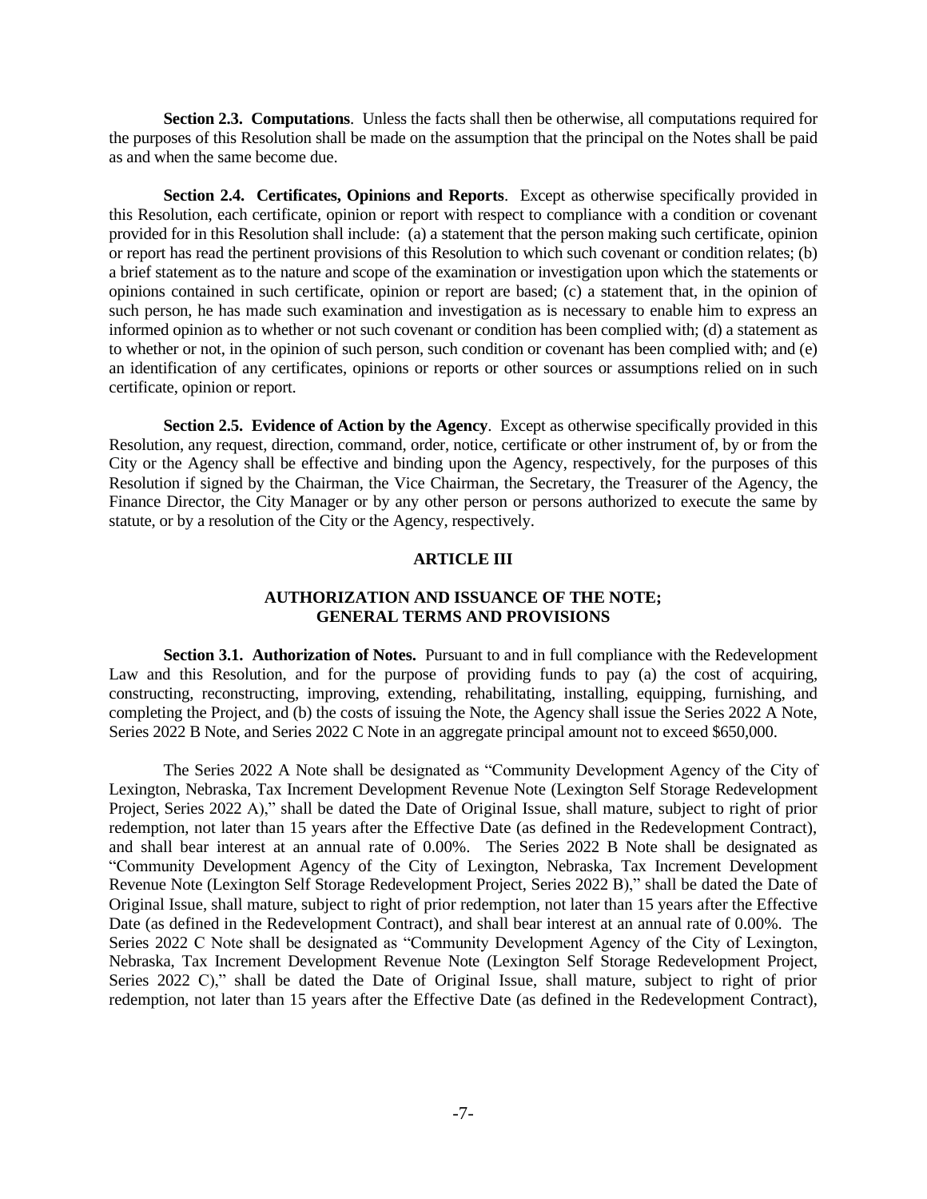**Section 2.3. Computations**. Unless the facts shall then be otherwise, all computations required for the purposes of this Resolution shall be made on the assumption that the principal on the Notes shall be paid as and when the same become due.

**Section 2.4. Certificates, Opinions and Reports**. Except as otherwise specifically provided in this Resolution, each certificate, opinion or report with respect to compliance with a condition or covenant provided for in this Resolution shall include: (a) a statement that the person making such certificate, opinion or report has read the pertinent provisions of this Resolution to which such covenant or condition relates; (b) a brief statement as to the nature and scope of the examination or investigation upon which the statements or opinions contained in such certificate, opinion or report are based; (c) a statement that, in the opinion of such person, he has made such examination and investigation as is necessary to enable him to express an informed opinion as to whether or not such covenant or condition has been complied with; (d) a statement as to whether or not, in the opinion of such person, such condition or covenant has been complied with; and (e) an identification of any certificates, opinions or reports or other sources or assumptions relied on in such certificate, opinion or report.

**Section 2.5. Evidence of Action by the Agency**. Except as otherwise specifically provided in this Resolution, any request, direction, command, order, notice, certificate or other instrument of, by or from the City or the Agency shall be effective and binding upon the Agency, respectively, for the purposes of this Resolution if signed by the Chairman, the Vice Chairman, the Secretary, the Treasurer of the Agency, the Finance Director, the City Manager or by any other person or persons authorized to execute the same by statute, or by a resolution of the City or the Agency, respectively.

## ARTICLE III

## AUTHORIZATION AND ISSUANCE OF THE NOTE; GENERAL TERMS AND PROVISIONS

**Section 3.1. Authorization of Notes.** Pursuant to and in full compliance with the Redevelopment Law and this Resolution, and for the purpose of providing funds to pay (a) the cost of acquiring, constructing, reconstructing, improving, extending, rehabilitating, installing, equipping, furnishing, and completing the Project, and (b) the costs of issuing the Note, the Agency shall issue the Series 2022 A Note, Series 2022 B Note, and Series 2022 C Note in an aggregate principal amount not to exceed $650,000.

The Series 2022 A Note shall be designated as "Community Development Agency of the City of Lexington, Nebraska, Tax Increment Development Revenue Note (Lexington Self Storage Redevelopment Project, Series 2022 A)," shall be dated the Date of Original Issue, shall mature, subject to right of prior redemption, not later than 15 years after the Effective Date (as defined in the Redevelopment Contract), and shall bear interest at an annual rate of 0.00%. The Series 2022 B Note shall be designated as "Community Development Agency of the City of Lexington, Nebraska, Tax Increment Development Revenue Note (Lexington Self Storage Redevelopment Project, Series 2022 B)," shall be dated the Date of Original Issue, shall mature, subject to right of prior redemption, not later than 15 years after the Effective Date (as defined in the Redevelopment Contract), and shall bear interest at an annual rate of 0.00%. The Series 2022 C Note shall be designated as "Community Development Agency of the City of Lexington, Nebraska, Tax Increment Development Revenue Note (Lexington Self Storage Redevelopment Project, Series 2022 C)," shall be dated the Date of Original Issue, shall mature, subject to right of prior redemption, not later than 15 years after the Effective Date (as defined in the Redevelopment Contract),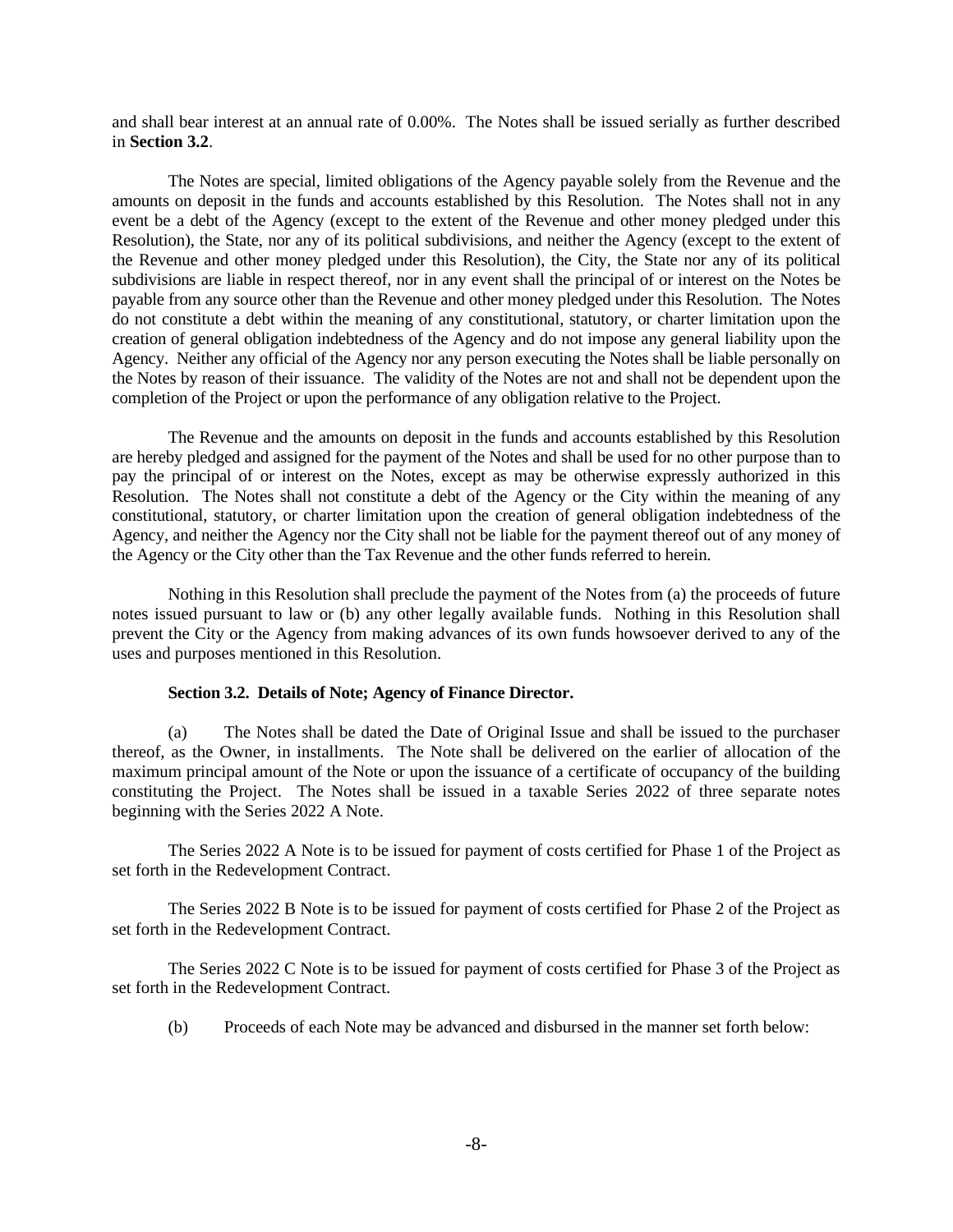and shall bear interest at an annual rate of 0.00%. The Notes shall be issued serially as further described in **Section 3.2**.

The Notes are special, limited obligations of the Agency payable solely from the Revenue and the amounts on deposit in the funds and accounts established by this Resolution. The Notes shall not in any event be a debt of the Agency (except to the extent of the Revenue and other money pledged under this Resolution), the State, nor any of its political subdivisions, and neither the Agency (except to the extent of the Revenue and other money pledged under this Resolution), the City, the State nor any of its political subdivisions are liable in respect thereof, nor in any event shall the principal of or interest on the Notes be payable from any source other than the Revenue and other money pledged under this Resolution. The Notes do not constitute a debt within the meaning of any constitutional, statutory, or charter limitation upon the creation of general obligation indebtedness of the Agency and do not impose any general liability upon the Agency. Neither any official of the Agency nor any person executing the Notes shall be liable personally on the Notes by reason of their issuance. The validity of the Notes are not and shall not be dependent upon the completion of the Project or upon the performance of any obligation relative to the Project.

The Revenue and the amounts on deposit in the funds and accounts established by this Resolution are hereby pledged and assigned for the payment of the Notes and shall be used for no other purpose than to pay the principal of or interest on the Notes, except as may be otherwise expressly authorized in this Resolution. The Notes shall not constitute a debt of the Agency or the City within the meaning of any constitutional, statutory, or charter limitation upon the creation of general obligation indebtedness of the Agency, and neither the Agency nor the City shall not be liable for the payment thereof out of any money of the Agency or the City other than the Tax Revenue and the other funds referred to herein.

Nothing in this Resolution shall preclude the payment of the Notes from (a) the proceeds of future notes issued pursuant to law or (b) any other legally available funds. Nothing in this Resolution shall prevent the City or the Agency from making advances of its own funds howsoever derived to any of the uses and purposes mentioned in this Resolution.

**Section 3.2. Details of Note; Agency of Finance Director.**

(a) The Notes shall be dated the Date of Original Issue and shall be issued to the purchaser thereof, as the Owner, in installments. The Note shall be delivered on the earlier of allocation of the maximum principal amount of the Note or upon the issuance of a certificate of occupancy of the building constituting the Project. The Notes shall be issued in a taxable Series 2022 of three separate notes beginning with the Series 2022 A Note.

The Series 2022 A Note is to be issued for payment of costs certified for Phase 1 of the Project as set forth in the Redevelopment Contract.

The Series 2022 B Note is to be issued for payment of costs certified for Phase 2 of the Project as set forth in the Redevelopment Contract.

The Series 2022 C Note is to be issued for payment of costs certified for Phase 3 of the Project as set forth in the Redevelopment Contract.

(b) Proceeds of each Note may be advanced and disbursed in the manner set forth below: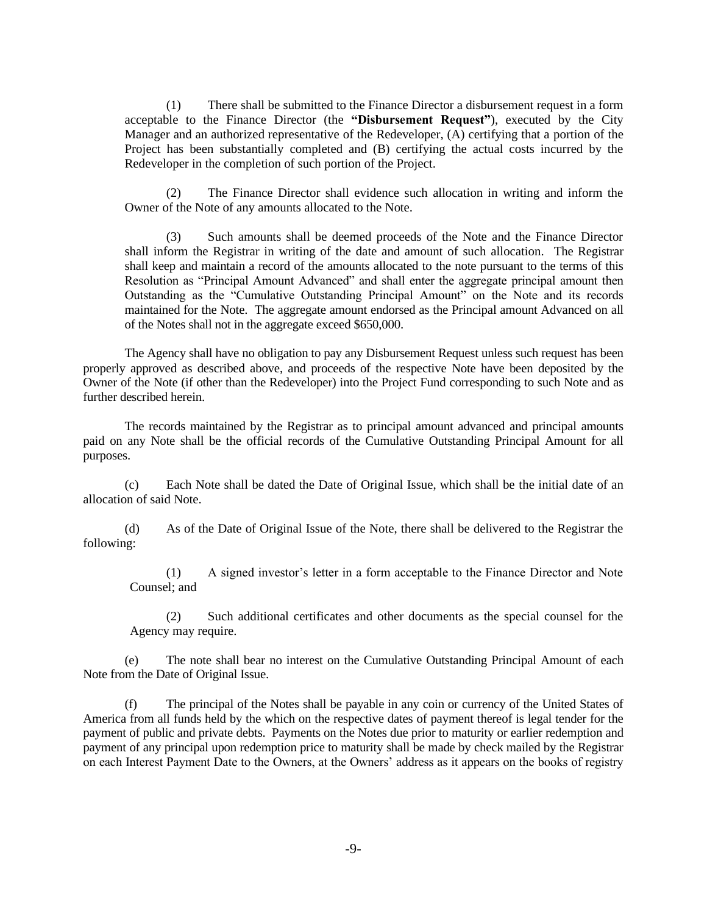(1) There shall be submitted to the Finance Director a disbursement request in a form acceptable to the Finance Director (the **"Disbursement Request"**), executed by the City Manager and an authorized representative of the Redeveloper, (A) certifying that a portion of the Project has been substantially completed and (B) certifying the actual costs incurred by the Redeveloper in the completion of such portion of the Project.

(2) The Finance Director shall evidence such allocation in writing and inform the Owner of the Note of any amounts allocated to the Note.

(3) Such amounts shall be deemed proceeds of the Note and the Finance Director shall inform the Registrar in writing of the date and amount of such allocation. The Registrar shall keep and maintain a record of the amounts allocated to the note pursuant to the terms of this Resolution as "Principal Amount Advanced" and shall enter the aggregate principal amount then Outstanding as the "Cumulative Outstanding Principal Amount" on the Note and its records maintained for the Note. The aggregate amount endorsed as the Principal amount Advanced on all of the Notes shall not in the aggregate exceed $650,000.

The Agency shall have no obligation to pay any Disbursement Request unless such request has been properly approved as described above, and proceeds of the respective Note have been deposited by the Owner of the Note (if other than the Redeveloper) into the Project Fund corresponding to such Note and as further described herein.

The records maintained by the Registrar as to principal amount advanced and principal amounts paid on any Note shall be the official records of the Cumulative Outstanding Principal Amount for all purposes.

(c) Each Note shall be dated the Date of Original Issue, which shall be the initial date of an allocation of said Note.

(d) As of the Date of Original Issue of the Note, there shall be delivered to the Registrar the following:

(1) A signed investor's letter in a form acceptable to the Finance Director and Note Counsel; and

(2) Such additional certificates and other documents as the special counsel for the Agency may require.

(e) The note shall bear no interest on the Cumulative Outstanding Principal Amount of each Note from the Date of Original Issue.

(f) The principal of the Notes shall be payable in any coin or currency of the United States of America from all funds held by the which on the respective dates of payment thereof is legal tender for the payment of public and private debts. Payments on the Notes due prior to maturity or earlier redemption and payment of any principal upon redemption price to maturity shall be made by check mailed by the Registrar on each Interest Payment Date to the Owners, at the Owners' address as it appears on the books of registry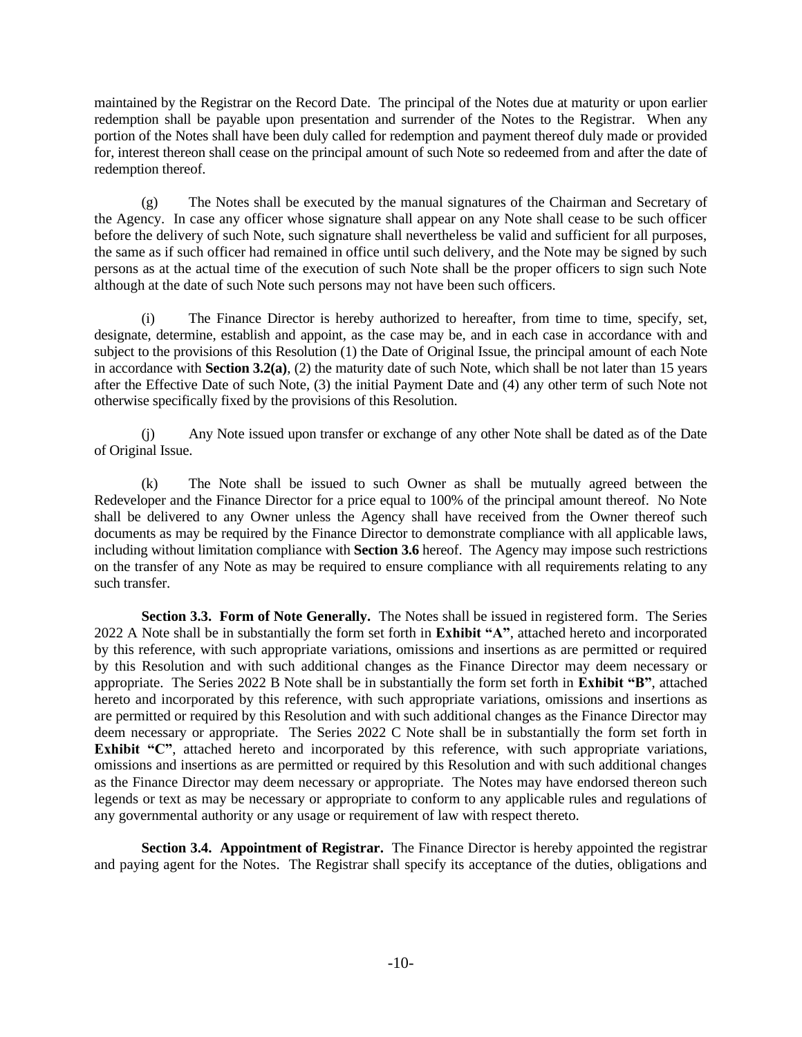maintained by the Registrar on the Record Date. The principal of the Notes due at maturity or upon earlier redemption shall be payable upon presentation and surrender of the Notes to the Registrar. When any portion of the Notes shall have been duly called for redemption and payment thereof duly made or provided for, interest thereon shall cease on the principal amount of such Note so redeemed from and after the date of redemption thereof.

(g) The Notes shall be executed by the manual signatures of the Chairman and Secretary of the Agency. In case any officer whose signature shall appear on any Note shall cease to be such officer before the delivery of such Note, such signature shall nevertheless be valid and sufficient for all purposes, the same as if such officer had remained in office until such delivery, and the Note may be signed by such persons as at the actual time of the execution of such Note shall be the proper officers to sign such Note although at the date of such Note such persons may not have been such officers.

(i) The Finance Director is hereby authorized to hereafter, from time to time, specify, set, designate, determine, establish and appoint, as the case may be, and in each case in accordance with and subject to the provisions of this Resolution (1) the Date of Original Issue, the principal amount of each Note in accordance with **Section 3.2(a)**, (2) the maturity date of such Note, which shall be not later than 15 years after the Effective Date of such Note, (3) the initial Payment Date and (4) any other term of such Note not otherwise specifically fixed by the provisions of this Resolution.

(j) Any Note issued upon transfer or exchange of any other Note shall be dated as of the Date of Original Issue.

(k) The Note shall be issued to such Owner as shall be mutually agreed between the Redeveloper and the Finance Director for a price equal to 100% of the principal amount thereof. No Note shall be delivered to any Owner unless the Agency shall have received from the Owner thereof such documents as may be required by the Finance Director to demonstrate compliance with all applicable laws, including without limitation compliance with **Section 3.6** hereof. The Agency may impose such restrictions on the transfer of any Note as may be required to ensure compliance with all requirements relating to any such transfer.

**Section 3.3. Form of Note Generally.** The Notes shall be issued in registered form. The Series 2022 A Note shall be in substantially the form set forth in **Exhibit "A"**, attached hereto and incorporated by this reference, with such appropriate variations, omissions and insertions as are permitted or required by this Resolution and with such additional changes as the Finance Director may deem necessary or appropriate. The Series 2022 B Note shall be in substantially the form set forth in **Exhibit "B"**, attached hereto and incorporated by this reference, with such appropriate variations, omissions and insertions as are permitted or required by this Resolution and with such additional changes as the Finance Director may deem necessary or appropriate. The Series 2022 C Note shall be in substantially the form set forth in **Exhibit "C"**, attached hereto and incorporated by this reference, with such appropriate variations, omissions and insertions as are permitted or required by this Resolution and with such additional changes as the Finance Director may deem necessary or appropriate. The Notes may have endorsed thereon such legends or text as may be necessary or appropriate to conform to any applicable rules and regulations of any governmental authority or any usage or requirement of law with respect thereto.

**Section 3.4. Appointment of Registrar.** The Finance Director is hereby appointed the registrar and paying agent for the Notes. The Registrar shall specify its acceptance of the duties, obligations and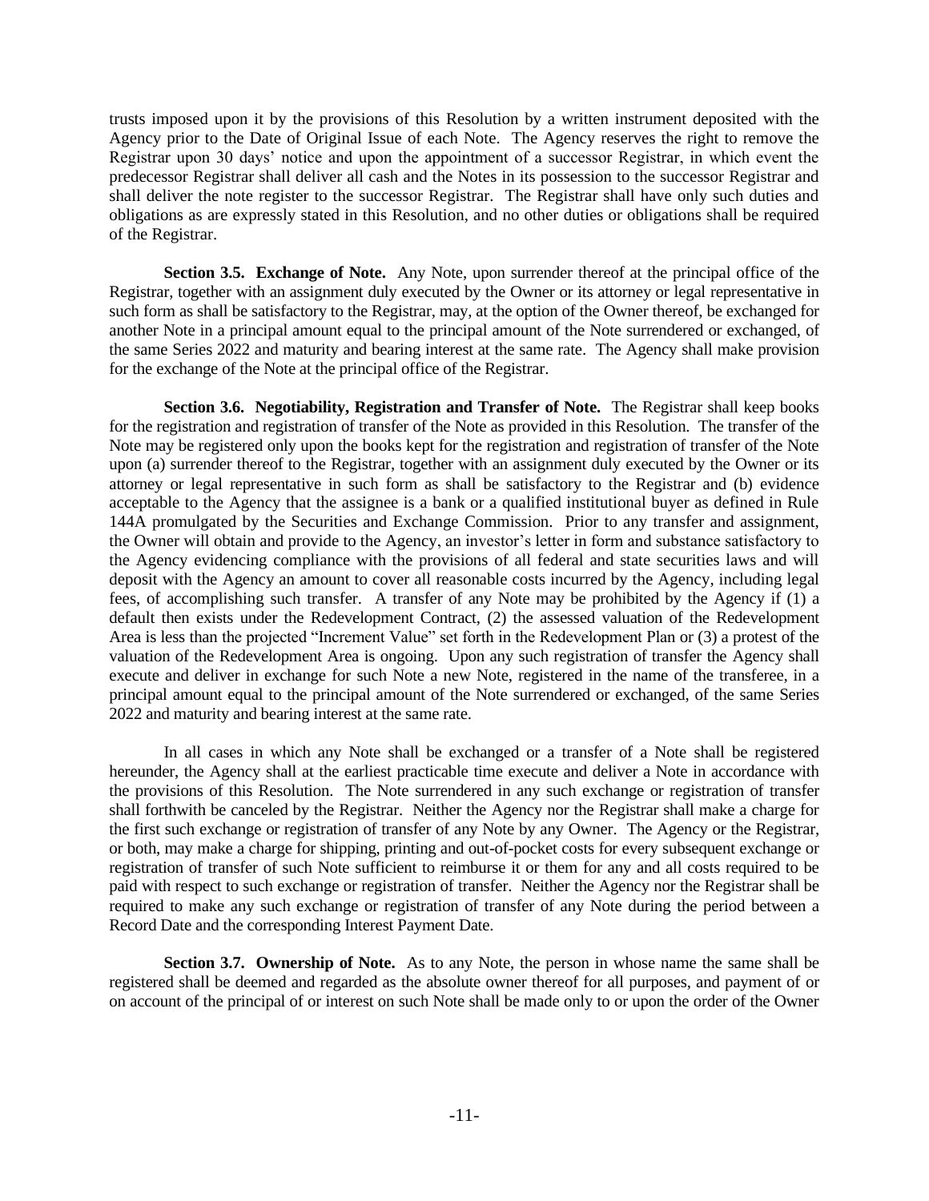trusts imposed upon it by the provisions of this Resolution by a written instrument deposited with the Agency prior to the Date of Original Issue of each Note. The Agency reserves the right to remove the Registrar upon 30 days' notice and upon the appointment of a successor Registrar, in which event the predecessor Registrar shall deliver all cash and the Notes in its possession to the successor Registrar and shall deliver the note register to the successor Registrar. The Registrar shall have only such duties and obligations as are expressly stated in this Resolution, and no other duties or obligations shall be required of the Registrar.

**Section 3.5. Exchange of Note.** Any Note, upon surrender thereof at the principal office of the Registrar, together with an assignment duly executed by the Owner or its attorney or legal representative in such form as shall be satisfactory to the Registrar, may, at the option of the Owner thereof, be exchanged for another Note in a principal amount equal to the principal amount of the Note surrendered or exchanged, of the same Series 2022 and maturity and bearing interest at the same rate. The Agency shall make provision for the exchange of the Note at the principal office of the Registrar.

**Section 3.6. Negotiability, Registration and Transfer of Note.** The Registrar shall keep books for the registration and registration of transfer of the Note as provided in this Resolution. The transfer of the Note may be registered only upon the books kept for the registration and registration of transfer of the Note upon (a) surrender thereof to the Registrar, together with an assignment duly executed by the Owner or its attorney or legal representative in such form as shall be satisfactory to the Registrar and (b) evidence acceptable to the Agency that the assignee is a bank or a qualified institutional buyer as defined in Rule 144A promulgated by the Securities and Exchange Commission. Prior to any transfer and assignment, the Owner will obtain and provide to the Agency, an investor's letter in form and substance satisfactory to the Agency evidencing compliance with the provisions of all federal and state securities laws and will deposit with the Agency an amount to cover all reasonable costs incurred by the Agency, including legal fees, of accomplishing such transfer. A transfer of any Note may be prohibited by the Agency if (1) a default then exists under the Redevelopment Contract, (2) the assessed valuation of the Redevelopment Area is less than the projected "Increment Value" set forth in the Redevelopment Plan or (3) a protest of the valuation of the Redevelopment Area is ongoing. Upon any such registration of transfer the Agency shall execute and deliver in exchange for such Note a new Note, registered in the name of the transferee, in a principal amount equal to the principal amount of the Note surrendered or exchanged, of the same Series 2022 and maturity and bearing interest at the same rate.

In all cases in which any Note shall be exchanged or a transfer of a Note shall be registered hereunder, the Agency shall at the earliest practicable time execute and deliver a Note in accordance with the provisions of this Resolution. The Note surrendered in any such exchange or registration of transfer shall forthwith be canceled by the Registrar. Neither the Agency nor the Registrar shall make a charge for the first such exchange or registration of transfer of any Note by any Owner. The Agency or the Registrar, or both, may make a charge for shipping, printing and out-of-pocket costs for every subsequent exchange or registration of transfer of such Note sufficient to reimburse it or them for any and all costs required to be paid with respect to such exchange or registration of transfer. Neither the Agency nor the Registrar shall be required to make any such exchange or registration of transfer of any Note during the period between a Record Date and the corresponding Interest Payment Date.

**Section 3.7. Ownership of Note.** As to any Note, the person in whose name the same shall be registered shall be deemed and regarded as the absolute owner thereof for all purposes, and payment of or on account of the principal of or interest on such Note shall be made only to or upon the order of the Owner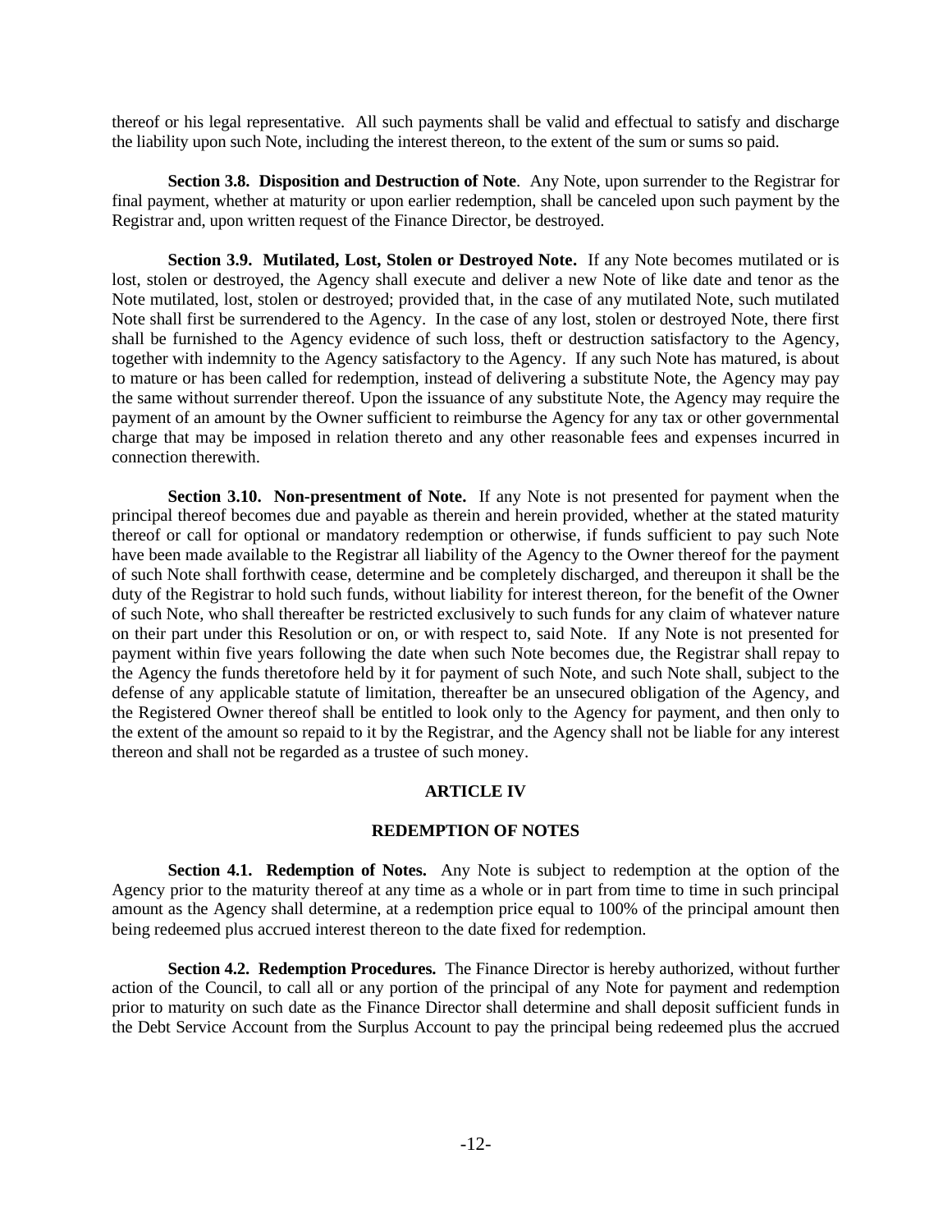thereof or his legal representative. All such payments shall be valid and effectual to satisfy and discharge the liability upon such Note, including the interest thereon, to the extent of the sum or sums so paid.

**Section 3.8. Disposition and Destruction of Note**. Any Note, upon surrender to the Registrar for final payment, whether at maturity or upon earlier redemption, shall be canceled upon such payment by the Registrar and, upon written request of the Finance Director, be destroyed.

**Section 3.9. Mutilated, Lost, Stolen or Destroyed Note.** If any Note becomes mutilated or is lost, stolen or destroyed, the Agency shall execute and deliver a new Note of like date and tenor as the Note mutilated, lost, stolen or destroyed; provided that, in the case of any mutilated Note, such mutilated Note shall first be surrendered to the Agency. In the case of any lost, stolen or destroyed Note, there first shall be furnished to the Agency evidence of such loss, theft or destruction satisfactory to the Agency, together with indemnity to the Agency satisfactory to the Agency. If any such Note has matured, is about to mature or has been called for redemption, instead of delivering a substitute Note, the Agency may pay the same without surrender thereof. Upon the issuance of any substitute Note, the Agency may require the payment of an amount by the Owner sufficient to reimburse the Agency for any tax or other governmental charge that may be imposed in relation thereto and any other reasonable fees and expenses incurred in connection therewith.

**Section 3.10. Non-presentment of Note.** If any Note is not presented for payment when the principal thereof becomes due and payable as therein and herein provided, whether at the stated maturity thereof or call for optional or mandatory redemption or otherwise, if funds sufficient to pay such Note have been made available to the Registrar all liability of the Agency to the Owner thereof for the payment of such Note shall forthwith cease, determine and be completely discharged, and thereupon it shall be the duty of the Registrar to hold such funds, without liability for interest thereon, for the benefit of the Owner of such Note, who shall thereafter be restricted exclusively to such funds for any claim of whatever nature on their part under this Resolution or on, or with respect to, said Note. If any Note is not presented for payment within five years following the date when such Note becomes due, the Registrar shall repay to the Agency the funds theretofore held by it for payment of such Note, and such Note shall, subject to the defense of any applicable statute of limitation, thereafter be an unsecured obligation of the Agency, and the Registered Owner thereof shall be entitled to look only to the Agency for payment, and then only to the extent of the amount so repaid to it by the Registrar, and the Agency shall not be liable for any interest thereon and shall not be regarded as a trustee of such money.

## ARTICLE IV

## REDEMPTION OF NOTES

**Section 4.1. Redemption of Notes.** Any Note is subject to redemption at the option of the Agency prior to the maturity thereof at any time as a whole or in part from time to time in such principal amount as the Agency shall determine, at a redemption price equal to 100% of the principal amount then being redeemed plus accrued interest thereon to the date fixed for redemption.

**Section 4.2. Redemption Procedures.** The Finance Director is hereby authorized, without further action of the Council, to call all or any portion of the principal of any Note for payment and redemption prior to maturity on such date as the Finance Director shall determine and shall deposit sufficient funds in the Debt Service Account from the Surplus Account to pay the principal being redeemed plus the accrued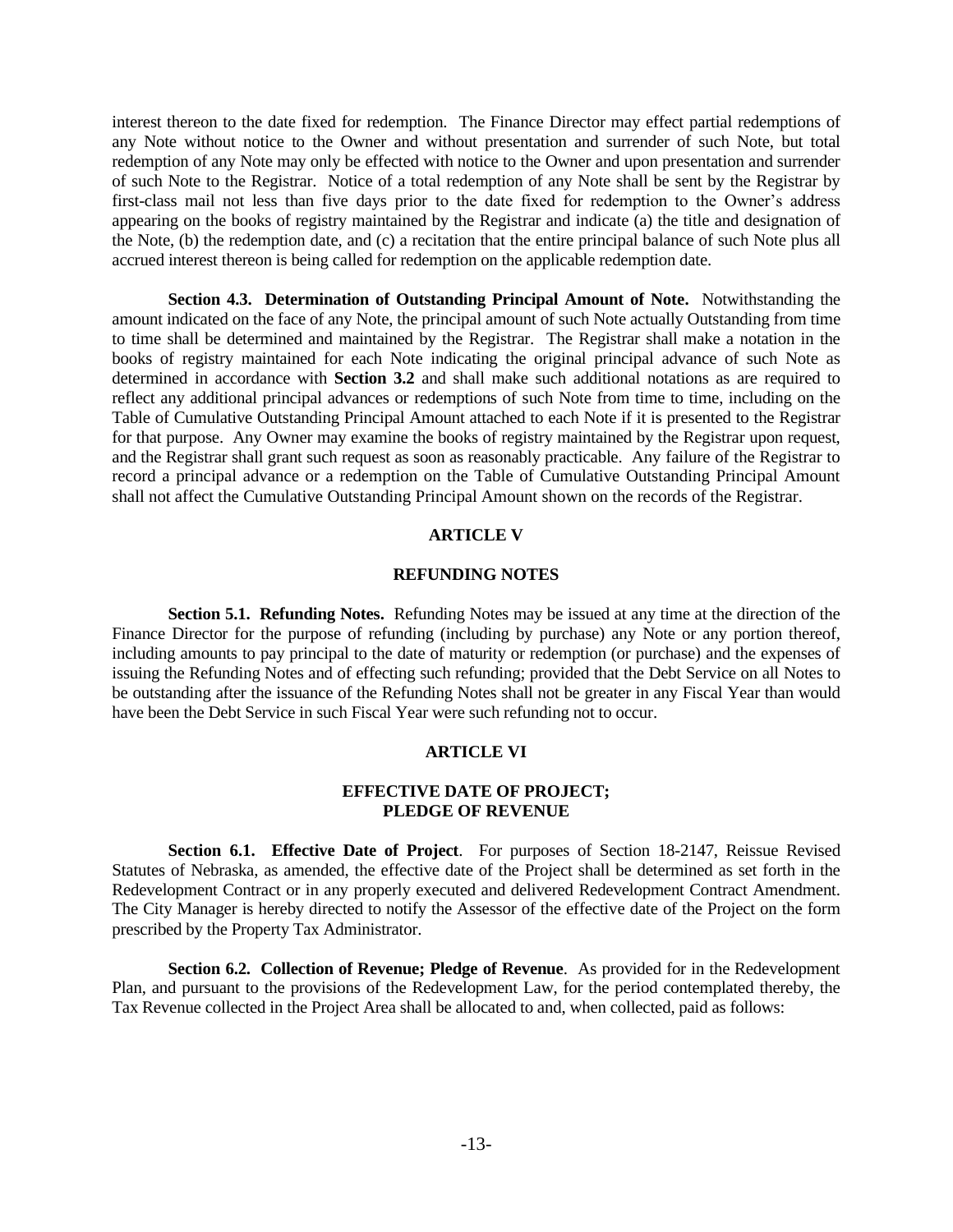interest thereon to the date fixed for redemption. The Finance Director may effect partial redemptions of any Note without notice to the Owner and without presentation and surrender of such Note, but total redemption of any Note may only be effected with notice to the Owner and upon presentation and surrender of such Note to the Registrar. Notice of a total redemption of any Note shall be sent by the Registrar by first-class mail not less than five days prior to the date fixed for redemption to the Owner's address appearing on the books of registry maintained by the Registrar and indicate (a) the title and designation of the Note, (b) the redemption date, and (c) a recitation that the entire principal balance of such Note plus all accrued interest thereon is being called for redemption on the applicable redemption date.

**Section 4.3. Determination of Outstanding Principal Amount of Note.** Notwithstanding the amount indicated on the face of any Note, the principal amount of such Note actually Outstanding from time to time shall be determined and maintained by the Registrar. The Registrar shall make a notation in the books of registry maintained for each Note indicating the original principal advance of such Note as determined in accordance with **Section 3.2** and shall make such additional notations as are required to reflect any additional principal advances or redemptions of such Note from time to time, including on the Table of Cumulative Outstanding Principal Amount attached to each Note if it is presented to the Registrar for that purpose. Any Owner may examine the books of registry maintained by the Registrar upon request, and the Registrar shall grant such request as soon as reasonably practicable. Any failure of the Registrar to record a principal advance or a redemption on the Table of Cumulative Outstanding Principal Amount shall not affect the Cumulative Outstanding Principal Amount shown on the records of the Registrar.

## ARTICLE V

## REFUNDING NOTES

**Section 5.1. Refunding Notes.** Refunding Notes may be issued at any time at the direction of the Finance Director for the purpose of refunding (including by purchase) any Note or any portion thereof, including amounts to pay principal to the date of maturity or redemption (or purchase) and the expenses of issuing the Refunding Notes and of effecting such refunding; provided that the Debt Service on all Notes to be outstanding after the issuance of the Refunding Notes shall not be greater in any Fiscal Year than would have been the Debt Service in such Fiscal Year were such refunding not to occur.

## ARTICLE VI

## EFFECTIVE DATE OF PROJECT; PLEDGE OF REVENUE

**Section 6.1. Effective Date of Project**. For purposes of Section 18-2147, Reissue Revised Statutes of Nebraska, as amended, the effective date of the Project shall be determined as set forth in the Redevelopment Contract or in any properly executed and delivered Redevelopment Contract Amendment. The City Manager is hereby directed to notify the Assessor of the effective date of the Project on the form prescribed by the Property Tax Administrator.

**Section 6.2. Collection of Revenue; Pledge of Revenue**. As provided for in the Redevelopment Plan, and pursuant to the provisions of the Redevelopment Law, for the period contemplated thereby, the Tax Revenue collected in the Project Area shall be allocated to and, when collected, paid as follows: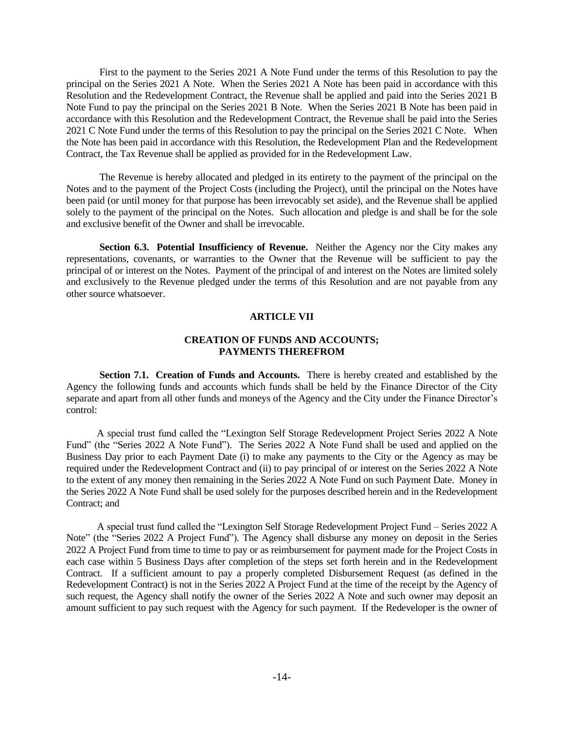First to the payment to the Series 2021 A Note Fund under the terms of this Resolution to pay the principal on the Series 2021 A Note. When the Series 2021 A Note has been paid in accordance with this Resolution and the Redevelopment Contract, the Revenue shall be applied and paid into the Series 2021 B Note Fund to pay the principal on the Series 2021 B Note. When the Series 2021 B Note has been paid in accordance with this Resolution and the Redevelopment Contract, the Revenue shall be paid into the Series 2021 C Note Fund under the terms of this Resolution to pay the principal on the Series 2021 C Note. When the Note has been paid in accordance with this Resolution, the Redevelopment Plan and the Redevelopment Contract, the Tax Revenue shall be applied as provided for in the Redevelopment Law.

The Revenue is hereby allocated and pledged in its entirety to the payment of the principal on the Notes and to the payment of the Project Costs (including the Project), until the principal on the Notes have been paid (or until money for that purpose has been irrevocably set aside), and the Revenue shall be applied solely to the payment of the principal on the Notes. Such allocation and pledge is and shall be for the sole and exclusive benefit of the Owner and shall be irrevocable.

**Section 6.3. Potential Insufficiency of Revenue.** Neither the Agency nor the City makes any representations, covenants, or warranties to the Owner that the Revenue will be sufficient to pay the principal of or interest on the Notes. Payment of the principal of and interest on the Notes are limited solely and exclusively to the Revenue pledged under the terms of this Resolution and are not payable from any other source whatsoever.

## ARTICLE VII

## CREATION OF FUNDS AND ACCOUNTS; PAYMENTS THEREFROM

**Section 7.1. Creation of Funds and Accounts.** There is hereby created and established by the Agency the following funds and accounts which funds shall be held by the Finance Director of the City separate and apart from all other funds and moneys of the Agency and the City under the Finance Director's control:

A special trust fund called the "Lexington Self Storage Redevelopment Project Series 2022 A Note Fund" (the "Series 2022 A Note Fund"). The Series 2022 A Note Fund shall be used and applied on the Business Day prior to each Payment Date (i) to make any payments to the City or the Agency as may be required under the Redevelopment Contract and (ii) to pay principal of or interest on the Series 2022 A Note to the extent of any money then remaining in the Series 2022 A Note Fund on such Payment Date. Money in the Series 2022 A Note Fund shall be used solely for the purposes described herein and in the Redevelopment Contract; and

A special trust fund called the "Lexington Self Storage Redevelopment Project Fund – Series 2022 A Note" (the "Series 2022 A Project Fund"). The Agency shall disburse any money on deposit in the Series 2022 A Project Fund from time to time to pay or as reimbursement for payment made for the Project Costs in each case within 5 Business Days after completion of the steps set forth herein and in the Redevelopment Contract. If a sufficient amount to pay a properly completed Disbursement Request (as defined in the Redevelopment Contract) is not in the Series 2022 A Project Fund at the time of the receipt by the Agency of such request, the Agency shall notify the owner of the Series 2022 A Note and such owner may deposit an amount sufficient to pay such request with the Agency for such payment. If the Redeveloper is the owner of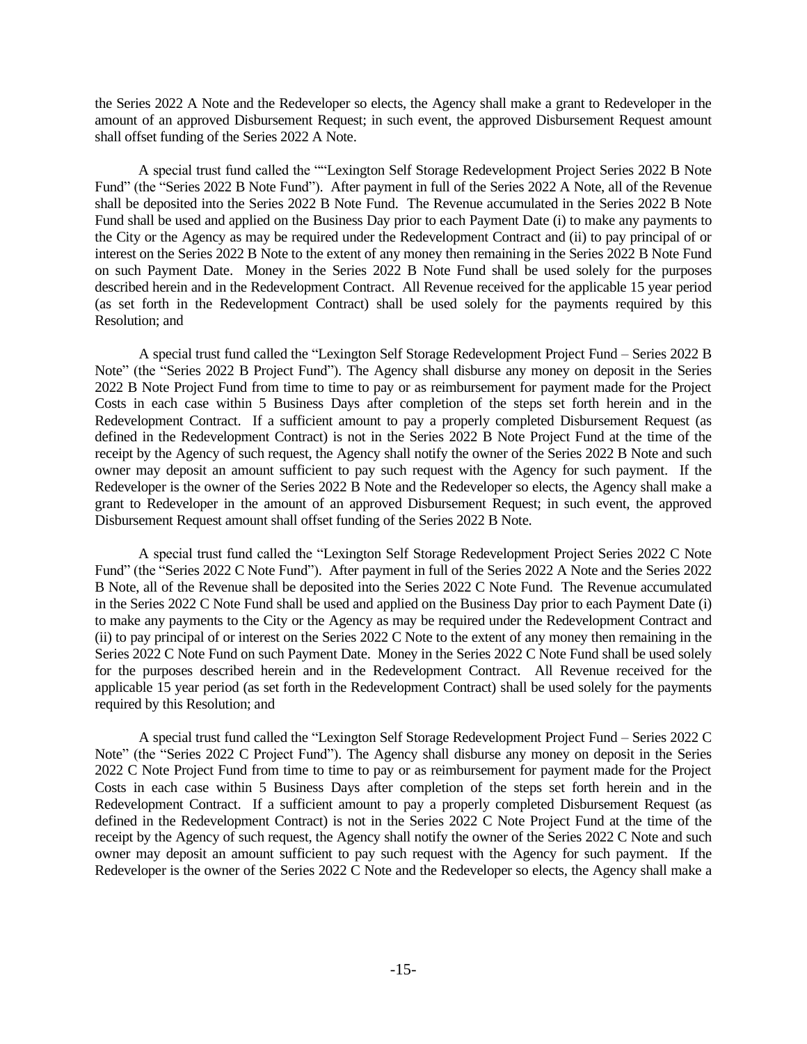the Series 2022 A Note and the Redeveloper so elects, the Agency shall make a grant to Redeveloper in the amount of an approved Disbursement Request; in such event, the approved Disbursement Request amount shall offset funding of the Series 2022 A Note.

A special trust fund called the ""Lexington Self Storage Redevelopment Project Series 2022 B Note Fund" (the "Series 2022 B Note Fund"). After payment in full of the Series 2022 A Note, all of the Revenue shall be deposited into the Series 2022 B Note Fund. The Revenue accumulated in the Series 2022 B Note Fund shall be used and applied on the Business Day prior to each Payment Date (i) to make any payments to the City or the Agency as may be required under the Redevelopment Contract and (ii) to pay principal of or interest on the Series 2022 B Note to the extent of any money then remaining in the Series 2022 B Note Fund on such Payment Date. Money in the Series 2022 B Note Fund shall be used solely for the purposes described herein and in the Redevelopment Contract. All Revenue received for the applicable 15 year period (as set forth in the Redevelopment Contract) shall be used solely for the payments required by this Resolution; and

A special trust fund called the "Lexington Self Storage Redevelopment Project Fund – Series 2022 B Note" (the "Series 2022 B Project Fund"). The Agency shall disburse any money on deposit in the Series 2022 B Note Project Fund from time to time to pay or as reimbursement for payment made for the Project Costs in each case within 5 Business Days after completion of the steps set forth herein and in the Redevelopment Contract. If a sufficient amount to pay a properly completed Disbursement Request (as defined in the Redevelopment Contract) is not in the Series 2022 B Note Project Fund at the time of the receipt by the Agency of such request, the Agency shall notify the owner of the Series 2022 B Note and such owner may deposit an amount sufficient to pay such request with the Agency for such payment. If the Redeveloper is the owner of the Series 2022 B Note and the Redeveloper so elects, the Agency shall make a grant to Redeveloper in the amount of an approved Disbursement Request; in such event, the approved Disbursement Request amount shall offset funding of the Series 2022 B Note.

A special trust fund called the "Lexington Self Storage Redevelopment Project Series 2022 C Note Fund" (the "Series 2022 C Note Fund"). After payment in full of the Series 2022 A Note and the Series 2022 B Note, all of the Revenue shall be deposited into the Series 2022 C Note Fund. The Revenue accumulated in the Series 2022 C Note Fund shall be used and applied on the Business Day prior to each Payment Date (i) to make any payments to the City or the Agency as may be required under the Redevelopment Contract and (ii) to pay principal of or interest on the Series 2022 C Note to the extent of any money then remaining in the Series 2022 C Note Fund on such Payment Date. Money in the Series 2022 C Note Fund shall be used solely for the purposes described herein and in the Redevelopment Contract. All Revenue received for the applicable 15 year period (as set forth in the Redevelopment Contract) shall be used solely for the payments required by this Resolution; and

A special trust fund called the "Lexington Self Storage Redevelopment Project Fund – Series 2022 C Note" (the "Series 2022 C Project Fund"). The Agency shall disburse any money on deposit in the Series 2022 C Note Project Fund from time to time to pay or as reimbursement for payment made for the Project Costs in each case within 5 Business Days after completion of the steps set forth herein and in the Redevelopment Contract. If a sufficient amount to pay a properly completed Disbursement Request (as defined in the Redevelopment Contract) is not in the Series 2022 C Note Project Fund at the time of the receipt by the Agency of such request, the Agency shall notify the owner of the Series 2022 C Note and such owner may deposit an amount sufficient to pay such request with the Agency for such payment. If the Redeveloper is the owner of the Series 2022 C Note and the Redeveloper so elects, the Agency shall make a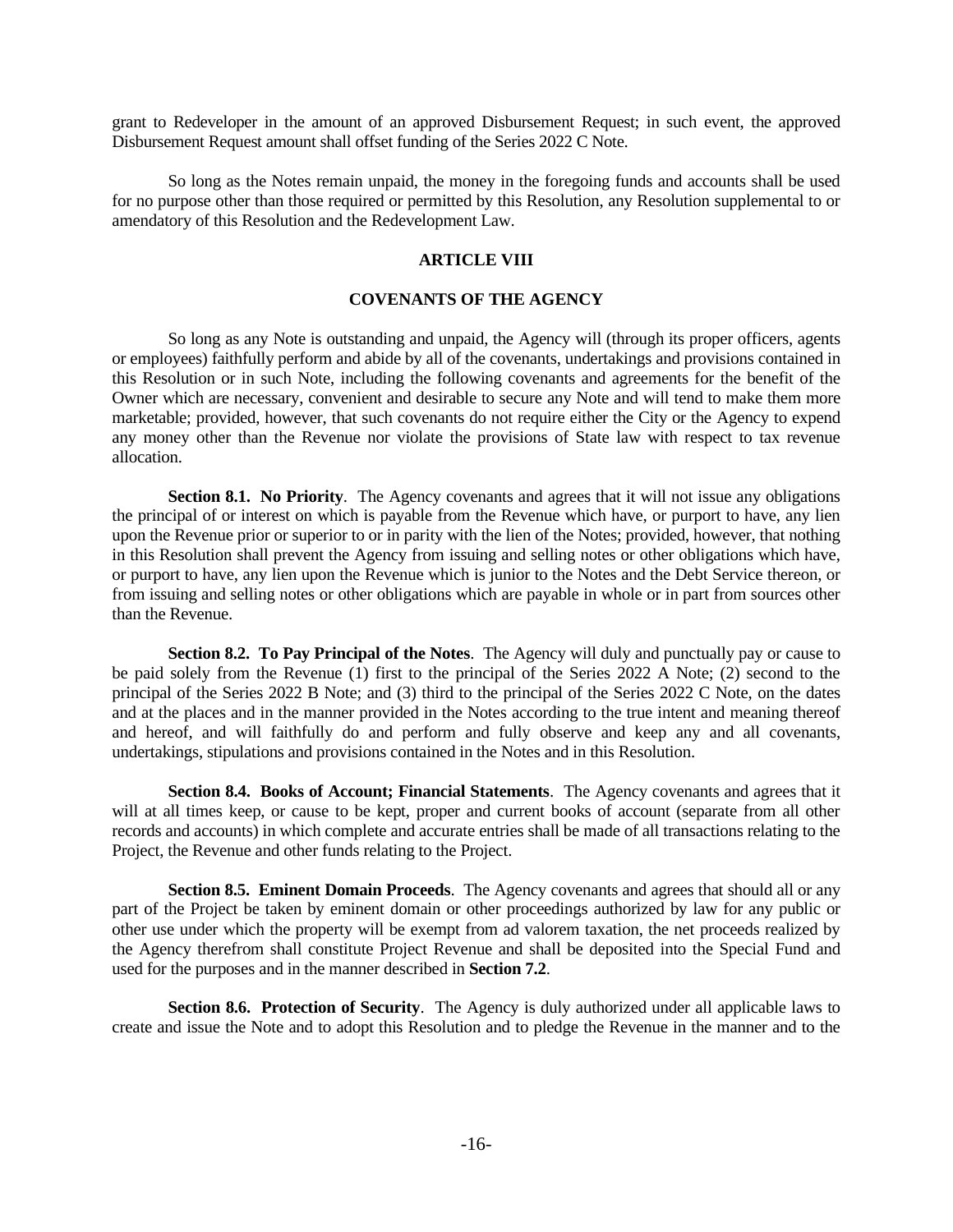grant to Redeveloper in the amount of an approved Disbursement Request; in such event, the approved Disbursement Request amount shall offset funding of the Series 2022 C Note.

So long as the Notes remain unpaid, the money in the foregoing funds and accounts shall be used for no purpose other than those required or permitted by this Resolution, any Resolution supplemental to or amendatory of this Resolution and the Redevelopment Law.

## ARTICLE VIII

## COVENANTS OF THE AGENCY

So long as any Note is outstanding and unpaid, the Agency will (through its proper officers, agents or employees) faithfully perform and abide by all of the covenants, undertakings and provisions contained in this Resolution or in such Note, including the following covenants and agreements for the benefit of the Owner which are necessary, convenient and desirable to secure any Note and will tend to make them more marketable; provided, however, that such covenants do not require either the City or the Agency to expend any money other than the Revenue nor violate the provisions of State law with respect to tax revenue allocation.

**Section 8.1. No Priority**. The Agency covenants and agrees that it will not issue any obligations the principal of or interest on which is payable from the Revenue which have, or purport to have, any lien upon the Revenue prior or superior to or in parity with the lien of the Notes; provided, however, that nothing in this Resolution shall prevent the Agency from issuing and selling notes or other obligations which have, or purport to have, any lien upon the Revenue which is junior to the Notes and the Debt Service thereon, or from issuing and selling notes or other obligations which are payable in whole or in part from sources other than the Revenue.

**Section 8.2. To Pay Principal of the Notes**. The Agency will duly and punctually pay or cause to be paid solely from the Revenue (1) first to the principal of the Series 2022 A Note; (2) second to the principal of the Series 2022 B Note; and (3) third to the principal of the Series 2022 C Note, on the dates and at the places and in the manner provided in the Notes according to the true intent and meaning thereof and hereof, and will faithfully do and perform and fully observe and keep any and all covenants, undertakings, stipulations and provisions contained in the Notes and in this Resolution.

**Section 8.4. Books of Account; Financial Statements**. The Agency covenants and agrees that it will at all times keep, or cause to be kept, proper and current books of account (separate from all other records and accounts) in which complete and accurate entries shall be made of all transactions relating to the Project, the Revenue and other funds relating to the Project.

**Section 8.5. Eminent Domain Proceeds**. The Agency covenants and agrees that should all or any part of the Project be taken by eminent domain or other proceedings authorized by law for any public or other use under which the property will be exempt from ad valorem taxation, the net proceeds realized by the Agency therefrom shall constitute Project Revenue and shall be deposited into the Special Fund and used for the purposes and in the manner described in **Section 7.2**.

**Section 8.6. Protection of Security**. The Agency is duly authorized under all applicable laws to create and issue the Note and to adopt this Resolution and to pledge the Revenue in the manner and to the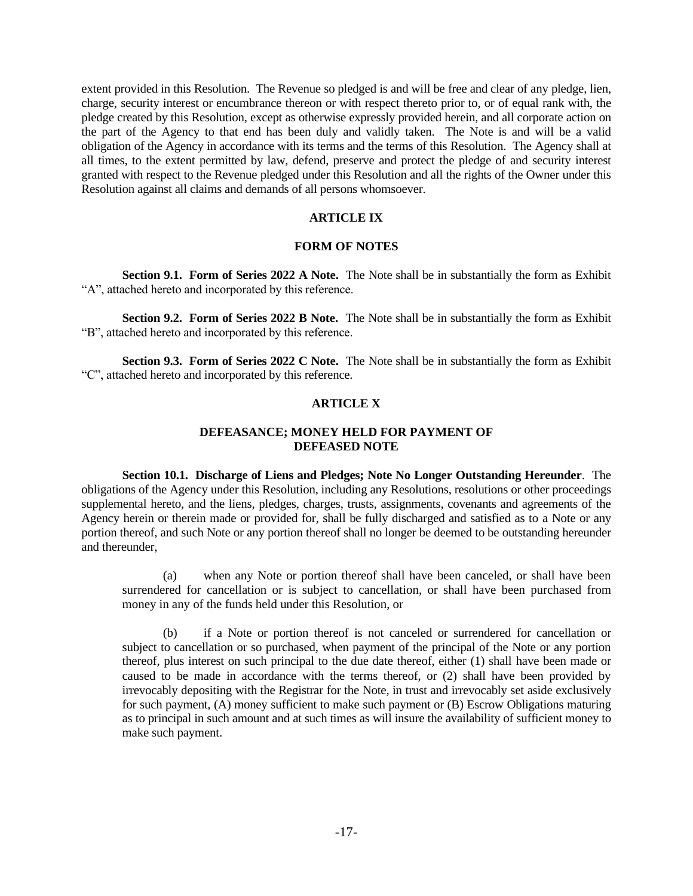extent provided in this Resolution. The Revenue so pledged is and will be free and clear of any pledge, lien, charge, security interest or encumbrance thereon or with respect thereto prior to, or of equal rank with, the pledge created by this Resolution, except as otherwise expressly provided herein, and all corporate action on the part of the Agency to that end has been duly and validly taken. The Note is and will be a valid obligation of the Agency in accordance with its terms and the terms of this Resolution. The Agency shall at all times, to the extent permitted by law, defend, preserve and protect the pledge of and security interest granted with respect to the Revenue pledged under this Resolution and all the rights of the Owner under this Resolution against all claims and demands of all persons whomsoever.

## ARTICLE IX

## FORM OF NOTES

**Section 9.1. Form of Series 2022 A Note.** The Note shall be in substantially the form as Exhibit "A", attached hereto and incorporated by this reference.

**Section 9.2. Form of Series 2022 B Note.** The Note shall be in substantially the form as Exhibit "B", attached hereto and incorporated by this reference.

**Section 9.3. Form of Series 2022 C Note.** The Note shall be in substantially the form as Exhibit "C", attached hereto and incorporated by this reference.

## ARTICLE X

## DEFEASANCE; MONEY HELD FOR PAYMENT OF DEFEASED NOTE

**Section 10.1. Discharge of Liens and Pledges; Note No Longer Outstanding Hereunder**. The obligations of the Agency under this Resolution, including any Resolutions, resolutions or other proceedings supplemental hereto, and the liens, pledges, charges, trusts, assignments, covenants and agreements of the Agency herein or therein made or provided for, shall be fully discharged and satisfied as to a Note or any portion thereof, and such Note or any portion thereof shall no longer be deemed to be outstanding hereunder and thereunder,

(a) when any Note or portion thereof shall have been canceled, or shall have been surrendered for cancellation or is subject to cancellation, or shall have been purchased from money in any of the funds held under this Resolution, or

(b) if a Note or portion thereof is not canceled or surrendered for cancellation or subject to cancellation or so purchased, when payment of the principal of the Note or any portion thereof, plus interest on such principal to the due date thereof, either (1) shall have been made or caused to be made in accordance with the terms thereof, or (2) shall have been provided by irrevocably depositing with the Registrar for the Note, in trust and irrevocably set aside exclusively for such payment, (A) money sufficient to make such payment or (B) Escrow Obligations maturing as to principal in such amount and at such times as will insure the availability of sufficient money to make such payment.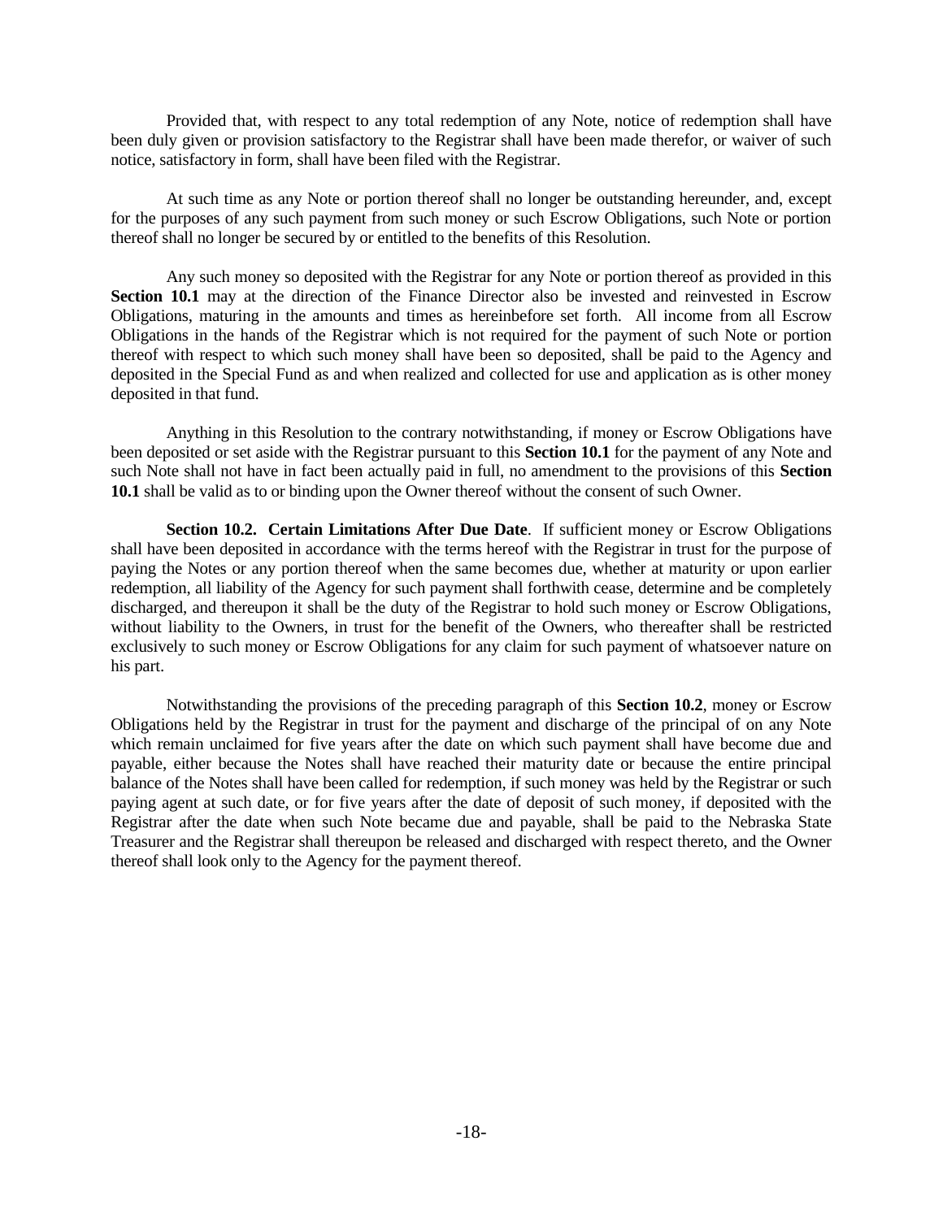Provided that, with respect to any total redemption of any Note, notice of redemption shall have been duly given or provision satisfactory to the Registrar shall have been made therefor, or waiver of such notice, satisfactory in form, shall have been filed with the Registrar.

At such time as any Note or portion thereof shall no longer be outstanding hereunder, and, except for the purposes of any such payment from such money or such Escrow Obligations, such Note or portion thereof shall no longer be secured by or entitled to the benefits of this Resolution.

Any such money so deposited with the Registrar for any Note or portion thereof as provided in this **Section 10.1** may at the direction of the Finance Director also be invested and reinvested in Escrow Obligations, maturing in the amounts and times as hereinbefore set forth. All income from all Escrow Obligations in the hands of the Registrar which is not required for the payment of such Note or portion thereof with respect to which such money shall have been so deposited, shall be paid to the Agency and deposited in the Special Fund as and when realized and collected for use and application as is other money deposited in that fund.

Anything in this Resolution to the contrary notwithstanding, if money or Escrow Obligations have been deposited or set aside with the Registrar pursuant to this **Section 10.1** for the payment of any Note and such Note shall not have in fact been actually paid in full, no amendment to the provisions of this **Section 10.1** shall be valid as to or binding upon the Owner thereof without the consent of such Owner.

**Section 10.2. Certain Limitations After Due Date**. If sufficient money or Escrow Obligations shall have been deposited in accordance with the terms hereof with the Registrar in trust for the purpose of paying the Notes or any portion thereof when the same becomes due, whether at maturity or upon earlier redemption, all liability of the Agency for such payment shall forthwith cease, determine and be completely discharged, and thereupon it shall be the duty of the Registrar to hold such money or Escrow Obligations, without liability to the Owners, in trust for the benefit of the Owners, who thereafter shall be restricted exclusively to such money or Escrow Obligations for any claim for such payment of whatsoever nature on his part.

Notwithstanding the provisions of the preceding paragraph of this **Section 10.2**, money or Escrow Obligations held by the Registrar in trust for the payment and discharge of the principal of on any Note which remain unclaimed for five years after the date on which such payment shall have become due and payable, either because the Notes shall have reached their maturity date or because the entire principal balance of the Notes shall have been called for redemption, if such money was held by the Registrar or such paying agent at such date, or for five years after the date of deposit of such money, if deposited with the Registrar after the date when such Note became due and payable, shall be paid to the Nebraska State Treasurer and the Registrar shall thereupon be released and discharged with respect thereto, and the Owner thereof shall look only to the Agency for the payment thereof.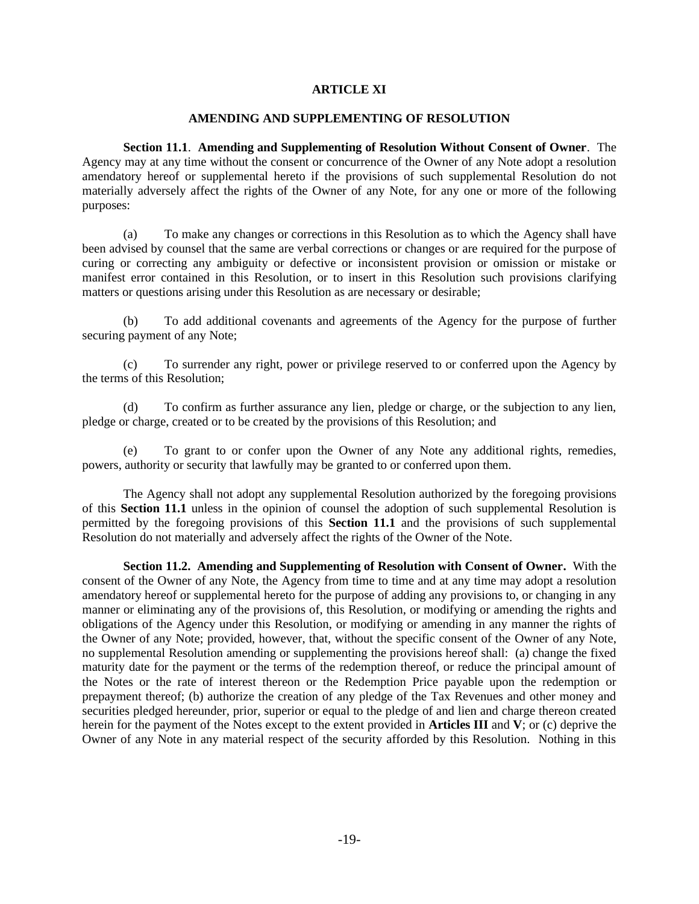## ARTICLE XI

## AMENDING AND SUPPLEMENTING OF RESOLUTION

**Section 11.1**. **Amending and Supplementing of Resolution Without Consent of Owner**. The Agency may at any time without the consent or concurrence of the Owner of any Note adopt a resolution amendatory hereof or supplemental hereto if the provisions of such supplemental Resolution do not materially adversely affect the rights of the Owner of any Note, for any one or more of the following purposes:

(a) To make any changes or corrections in this Resolution as to which the Agency shall have been advised by counsel that the same are verbal corrections or changes or are required for the purpose of curing or correcting any ambiguity or defective or inconsistent provision or omission or mistake or manifest error contained in this Resolution, or to insert in this Resolution such provisions clarifying matters or questions arising under this Resolution as are necessary or desirable;

(b) To add additional covenants and agreements of the Agency for the purpose of further securing payment of any Note;

(c) To surrender any right, power or privilege reserved to or conferred upon the Agency by the terms of this Resolution;

(d) To confirm as further assurance any lien, pledge or charge, or the subjection to any lien, pledge or charge, created or to be created by the provisions of this Resolution; and

(e) To grant to or confer upon the Owner of any Note any additional rights, remedies, powers, authority or security that lawfully may be granted to or conferred upon them.

The Agency shall not adopt any supplemental Resolution authorized by the foregoing provisions of this **Section 11.1** unless in the opinion of counsel the adoption of such supplemental Resolution is permitted by the foregoing provisions of this **Section 11.1** and the provisions of such supplemental Resolution do not materially and adversely affect the rights of the Owner of the Note.

**Section 11.2. Amending and Supplementing of Resolution with Consent of Owner.** With the consent of the Owner of any Note, the Agency from time to time and at any time may adopt a resolution amendatory hereof or supplemental hereto for the purpose of adding any provisions to, or changing in any manner or eliminating any of the provisions of, this Resolution, or modifying or amending the rights and obligations of the Agency under this Resolution, or modifying or amending in any manner the rights of the Owner of any Note; provided, however, that, without the specific consent of the Owner of any Note, no supplemental Resolution amending or supplementing the provisions hereof shall: (a) change the fixed maturity date for the payment or the terms of the redemption thereof, or reduce the principal amount of the Notes or the rate of interest thereon or the Redemption Price payable upon the redemption or prepayment thereof; (b) authorize the creation of any pledge of the Tax Revenues and other money and securities pledged hereunder, prior, superior or equal to the pledge of and lien and charge thereon created herein for the payment of the Notes except to the extent provided in **Articles III** and **V**; or (c) deprive the Owner of any Note in any material respect of the security afforded by this Resolution. Nothing in this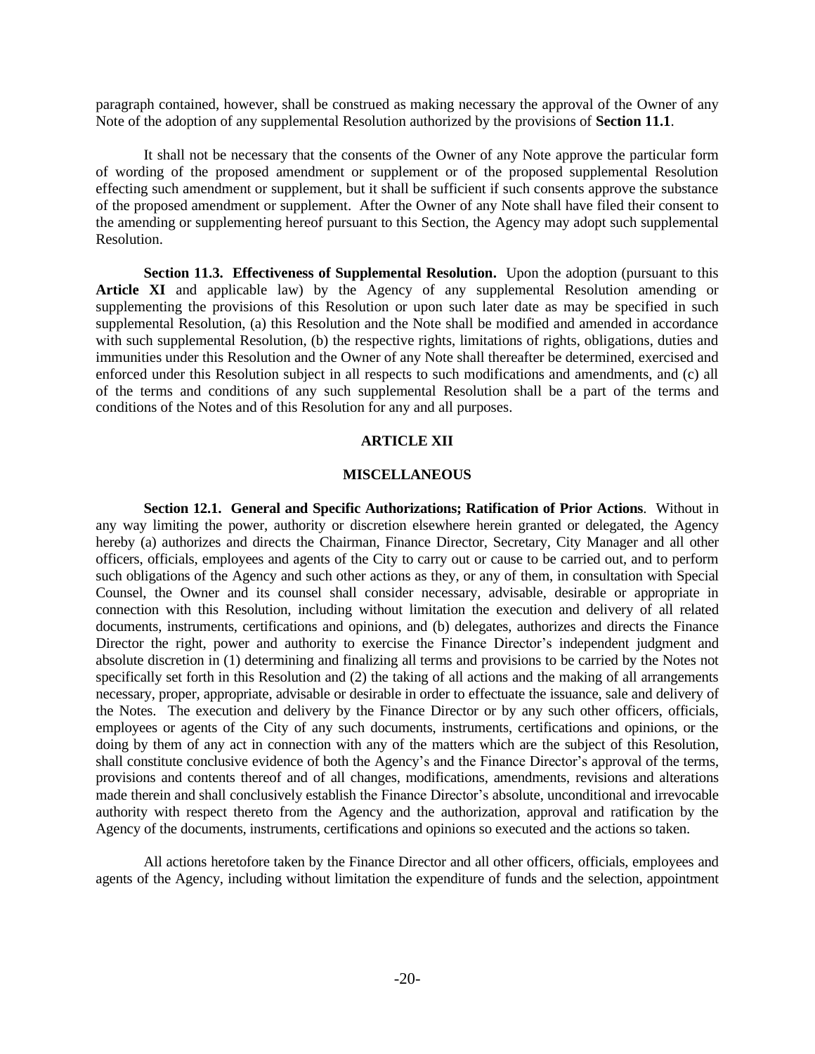paragraph contained, however, shall be construed as making necessary the approval of the Owner of any Note of the adoption of any supplemental Resolution authorized by the provisions of **Section 11.1**.

It shall not be necessary that the consents of the Owner of any Note approve the particular form of wording of the proposed amendment or supplement or of the proposed supplemental Resolution effecting such amendment or supplement, but it shall be sufficient if such consents approve the substance of the proposed amendment or supplement. After the Owner of any Note shall have filed their consent to the amending or supplementing hereof pursuant to this Section, the Agency may adopt such supplemental Resolution.

**Section 11.3. Effectiveness of Supplemental Resolution.** Upon the adoption (pursuant to this **Article XI** and applicable law) by the Agency of any supplemental Resolution amending or supplementing the provisions of this Resolution or upon such later date as may be specified in such supplemental Resolution, (a) this Resolution and the Note shall be modified and amended in accordance with such supplemental Resolution, (b) the respective rights, limitations of rights, obligations, duties and immunities under this Resolution and the Owner of any Note shall thereafter be determined, exercised and enforced under this Resolution subject in all respects to such modifications and amendments, and (c) all of the terms and conditions of any such supplemental Resolution shall be a part of the terms and conditions of the Notes and of this Resolution for any and all purposes.

## ARTICLE XII

## MISCELLANEOUS

**Section 12.1. General and Specific Authorizations; Ratification of Prior Actions**. Without in any way limiting the power, authority or discretion elsewhere herein granted or delegated, the Agency hereby (a) authorizes and directs the Chairman, Finance Director, Secretary, City Manager and all other officers, officials, employees and agents of the City to carry out or cause to be carried out, and to perform such obligations of the Agency and such other actions as they, or any of them, in consultation with Special Counsel, the Owner and its counsel shall consider necessary, advisable, desirable or appropriate in connection with this Resolution, including without limitation the execution and delivery of all related documents, instruments, certifications and opinions, and (b) delegates, authorizes and directs the Finance Director the right, power and authority to exercise the Finance Director's independent judgment and absolute discretion in (1) determining and finalizing all terms and provisions to be carried by the Notes not specifically set forth in this Resolution and (2) the taking of all actions and the making of all arrangements necessary, proper, appropriate, advisable or desirable in order to effectuate the issuance, sale and delivery of the Notes. The execution and delivery by the Finance Director or by any such other officers, officials, employees or agents of the City of any such documents, instruments, certifications and opinions, or the doing by them of any act in connection with any of the matters which are the subject of this Resolution, shall constitute conclusive evidence of both the Agency's and the Finance Director's approval of the terms, provisions and contents thereof and of all changes, modifications, amendments, revisions and alterations made therein and shall conclusively establish the Finance Director's absolute, unconditional and irrevocable authority with respect thereto from the Agency and the authorization, approval and ratification by the Agency of the documents, instruments, certifications and opinions so executed and the actions so taken.

All actions heretofore taken by the Finance Director and all other officers, officials, employees and agents of the Agency, including without limitation the expenditure of funds and the selection, appointment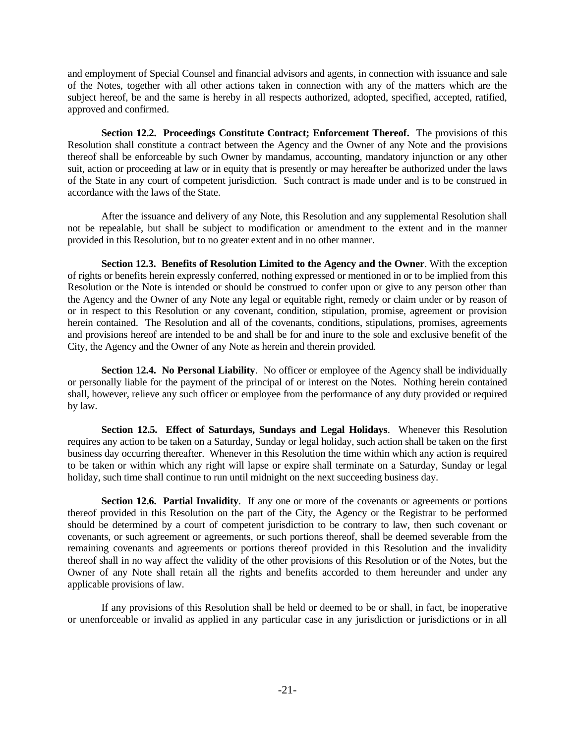and employment of Special Counsel and financial advisors and agents, in connection with issuance and sale of the Notes, together with all other actions taken in connection with any of the matters which are the subject hereof, be and the same is hereby in all respects authorized, adopted, specified, accepted, ratified, approved and confirmed.

**Section 12.2. Proceedings Constitute Contract; Enforcement Thereof.** The provisions of this Resolution shall constitute a contract between the Agency and the Owner of any Note and the provisions thereof shall be enforceable by such Owner by mandamus, accounting, mandatory injunction or any other suit, action or proceeding at law or in equity that is presently or may hereafter be authorized under the laws of the State in any court of competent jurisdiction. Such contract is made under and is to be construed in accordance with the laws of the State.

After the issuance and delivery of any Note, this Resolution and any supplemental Resolution shall not be repealable, but shall be subject to modification or amendment to the extent and in the manner provided in this Resolution, but to no greater extent and in no other manner.

**Section 12.3. Benefits of Resolution Limited to the Agency and the Owner**. With the exception of rights or benefits herein expressly conferred, nothing expressed or mentioned in or to be implied from this Resolution or the Note is intended or should be construed to confer upon or give to any person other than the Agency and the Owner of any Note any legal or equitable right, remedy or claim under or by reason of or in respect to this Resolution or any covenant, condition, stipulation, promise, agreement or provision herein contained. The Resolution and all of the covenants, conditions, stipulations, promises, agreements and provisions hereof are intended to be and shall be for and inure to the sole and exclusive benefit of the City, the Agency and the Owner of any Note as herein and therein provided.

**Section 12.4. No Personal Liability**. No officer or employee of the Agency shall be individually or personally liable for the payment of the principal of or interest on the Notes. Nothing herein contained shall, however, relieve any such officer or employee from the performance of any duty provided or required by law.

**Section 12.5. Effect of Saturdays, Sundays and Legal Holidays**. Whenever this Resolution requires any action to be taken on a Saturday, Sunday or legal holiday, such action shall be taken on the first business day occurring thereafter. Whenever in this Resolution the time within which any action is required to be taken or within which any right will lapse or expire shall terminate on a Saturday, Sunday or legal holiday, such time shall continue to run until midnight on the next succeeding business day.

**Section 12.6. Partial Invalidity**. If any one or more of the covenants or agreements or portions thereof provided in this Resolution on the part of the City, the Agency or the Registrar to be performed should be determined by a court of competent jurisdiction to be contrary to law, then such covenant or covenants, or such agreement or agreements, or such portions thereof, shall be deemed severable from the remaining covenants and agreements or portions thereof provided in this Resolution and the invalidity thereof shall in no way affect the validity of the other provisions of this Resolution or of the Notes, but the Owner of any Note shall retain all the rights and benefits accorded to them hereunder and under any applicable provisions of law.

If any provisions of this Resolution shall be held or deemed to be or shall, in fact, be inoperative or unenforceable or invalid as applied in any particular case in any jurisdiction or jurisdictions or in all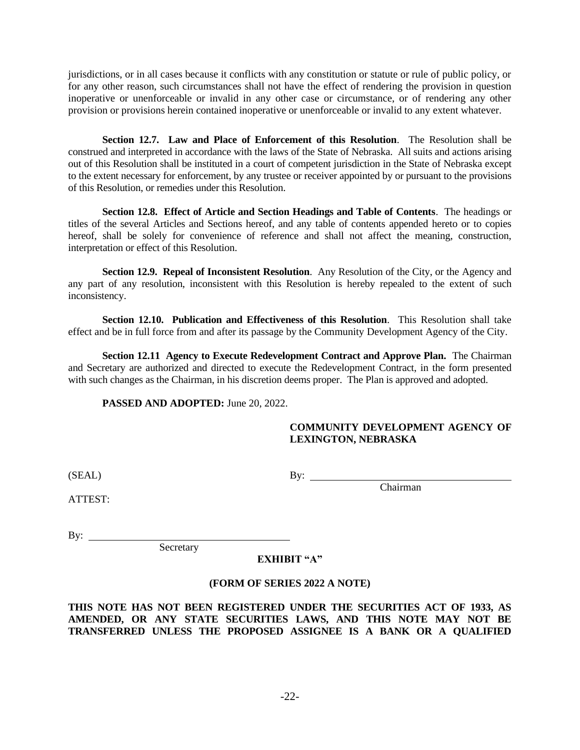jurisdictions, or in all cases because it conflicts with any constitution or statute or rule of public policy, or for any other reason, such circumstances shall not have the effect of rendering the provision in question inoperative or unenforceable or invalid in any other case or circumstance, or of rendering any other provision or provisions herein contained inoperative or unenforceable or invalid to any extent whatever.

**Section 12.7. Law and Place of Enforcement of this Resolution**. The Resolution shall be construed and interpreted in accordance with the laws of the State of Nebraska. All suits and actions arising out of this Resolution shall be instituted in a court of competent jurisdiction in the State of Nebraska except to the extent necessary for enforcement, by any trustee or receiver appointed by or pursuant to the provisions of this Resolution, or remedies under this Resolution.

**Section 12.8. Effect of Article and Section Headings and Table of Contents**. The headings or titles of the several Articles and Sections hereof, and any table of contents appended hereto or to copies hereof, shall be solely for convenience of reference and shall not affect the meaning, construction, interpretation or effect of this Resolution.

**Section 12.9. Repeal of Inconsistent Resolution**. Any Resolution of the City, or the Agency and any part of any resolution, inconsistent with this Resolution is hereby repealed to the extent of such inconsistency.

**Section 12.10. Publication and Effectiveness of this Resolution**. This Resolution shall take effect and be in full force from and after its passage by the Community Development Agency of the City.

**Section 12.11 Agency to Execute Redevelopment Contract and Approve Plan.** The Chairman and Secretary are authorized and directed to execute the Redevelopment Contract, in the form presented with such changes as the Chairman, in his discretion deems proper. The Plan is approved and adopted.

**PASSED AND ADOPTED:** June 20, 2022.

**COMMUNITY DEVELOPMENT AGENCY OF LEXINGTON, NEBRASKA**

(SEAL)

By: ______________________________
Chairman

ATTEST:

By: ______________________________
Secretary

**EXHIBIT "A"**

**(FORM OF SERIES 2022 A NOTE)**

**THIS NOTE HAS NOT BEEN REGISTERED UNDER THE SECURITIES ACT OF 1933, AS AMENDED, OR ANY STATE SECURITIES LAWS, AND THIS NOTE MAY NOT BE TRANSFERRED UNLESS THE PROPOSED ASSIGNEE IS A BANK OR A QUALIFIED**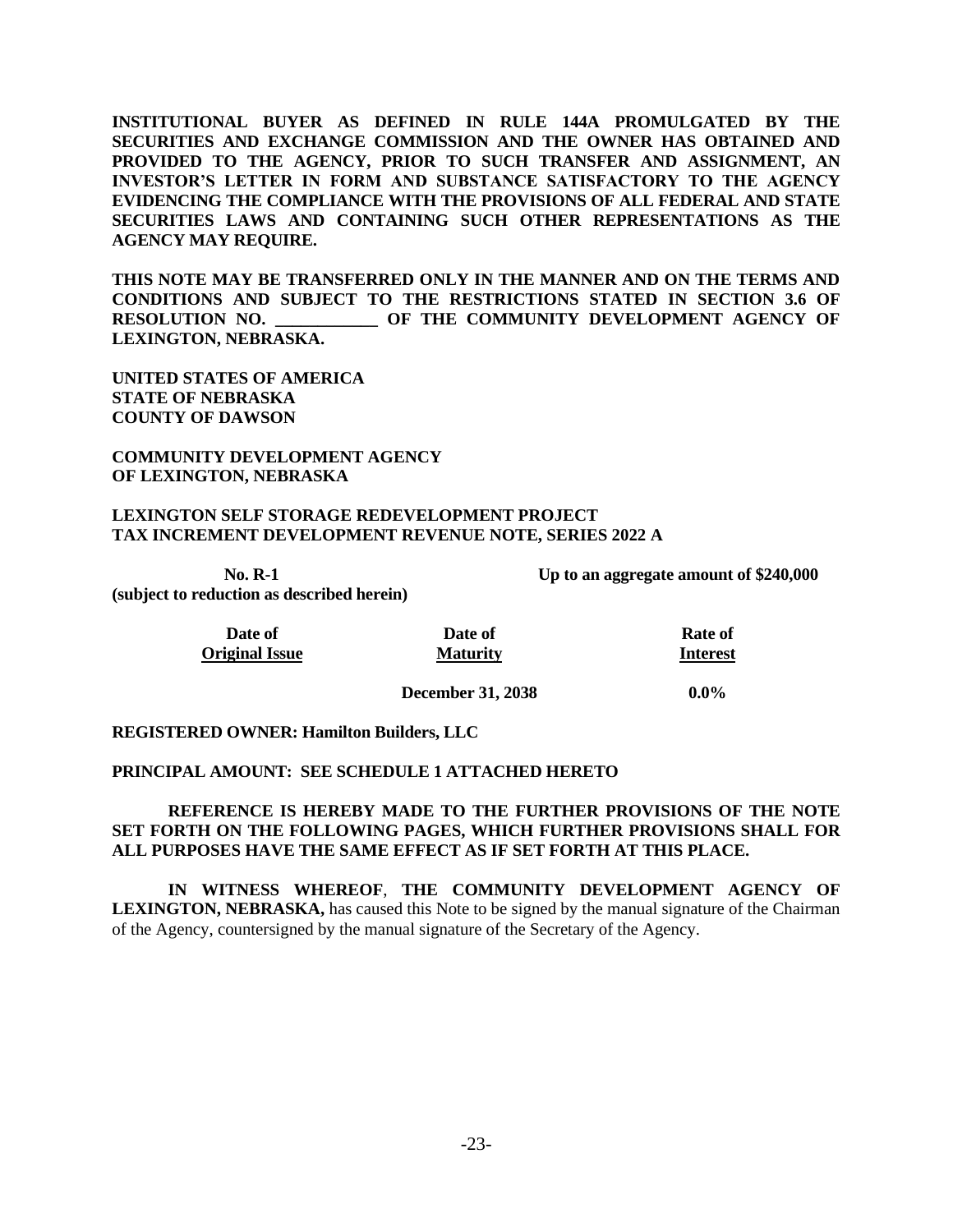**INSTITUTIONAL BUYER AS DEFINED IN RULE 144A PROMULGATED BY THE SECURITIES AND EXCHANGE COMMISSION AND THE OWNER HAS OBTAINED AND PROVIDED TO THE AGENCY, PRIOR TO SUCH TRANSFER AND ASSIGNMENT, AN INVESTOR'S LETTER IN FORM AND SUBSTANCE SATISFACTORY TO THE AGENCY EVIDENCING THE COMPLIANCE WITH THE PROVISIONS OF ALL FEDERAL AND STATE SECURITIES LAWS AND CONTAINING SUCH OTHER REPRESENTATIONS AS THE AGENCY MAY REQUIRE.**

**THIS NOTE MAY BE TRANSFERRED ONLY IN THE MANNER AND ON THE TERMS AND CONDITIONS AND SUBJECT TO THE RESTRICTIONS STATED IN SECTION 3.6 OF RESOLUTION NO. ____________ OF THE COMMUNITY DEVELOPMENT AGENCY OF LEXINGTON, NEBRASKA.**

**UNITED STATES OF AMERICA**
**STATE OF NEBRASKA**
**COUNTY OF DAWSON**

**COMMUNITY DEVELOPMENT AGENCY**
**OF LEXINGTON, NEBRASKA**

**LEXINGTON SELF STORAGE REDEVELOPMENT PROJECT**
**TAX INCREMENT DEVELOPMENT REVENUE NOTE, SERIES 2022 A**

**No. R-1** **Up to an aggregate amount of $240,000**
**(subject to reduction as described herein)**

| Date of Original Issue | Date of Maturity | Rate of Interest |
|---|---|---|
| | December 31, 2038 | 0.0% |

**REGISTERED OWNER: Hamilton Builders, LLC**

**PRINCIPAL AMOUNT: SEE SCHEDULE 1 ATTACHED HERETO**

**REFERENCE IS HEREBY MADE TO THE FURTHER PROVISIONS OF THE NOTE SET FORTH ON THE FOLLOWING PAGES, WHICH FURTHER PROVISIONS SHALL FOR ALL PURPOSES HAVE THE SAME EFFECT AS IF SET FORTH AT THIS PLACE.**

**IN WITNESS WHEREOF**, **THE COMMUNITY DEVELOPMENT AGENCY OF LEXINGTON, NEBRASKA,** has caused this Note to be signed by the manual signature of the Chairman of the Agency, countersigned by the manual signature of the Secretary of the Agency.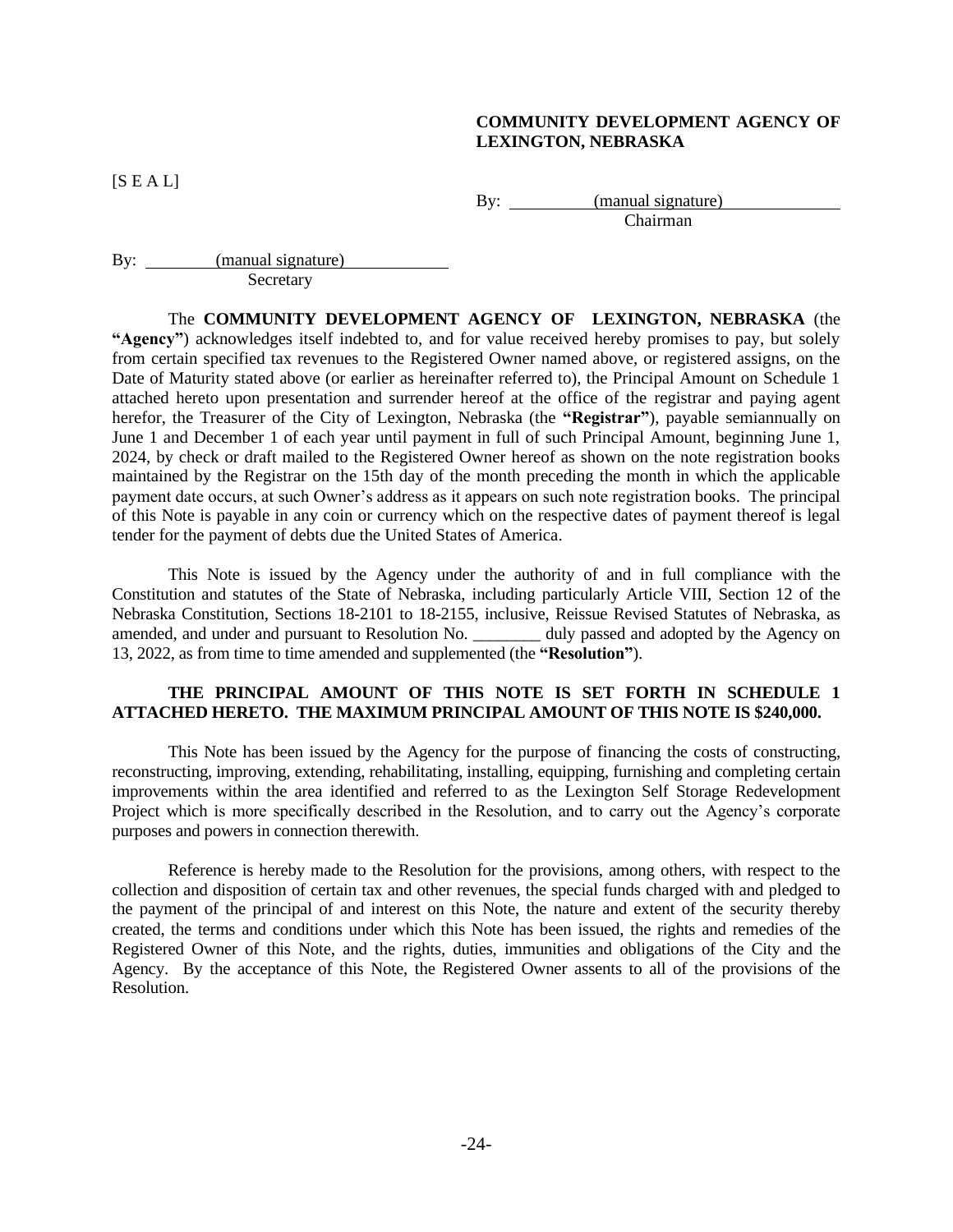**COMMUNITY DEVELOPMENT AGENCY OF LEXINGTON, NEBRASKA**

[S E A L]

By: (manual signature)
Chairman

By: (manual signature)
Secretary

The **COMMUNITY DEVELOPMENT AGENCY OF LEXINGTON, NEBRASKA** (the **"Agency"**) acknowledges itself indebted to, and for value received hereby promises to pay, but solely from certain specified tax revenues to the Registered Owner named above, or registered assigns, on the Date of Maturity stated above (or earlier as hereinafter referred to), the Principal Amount on Schedule 1 attached hereto upon presentation and surrender hereof at the office of the registrar and paying agent herefor, the Treasurer of the City of Lexington, Nebraska (the **"Registrar"**), payable semiannually on June 1 and December 1 of each year until payment in full of such Principal Amount, beginning June 1, 2024, by check or draft mailed to the Registered Owner hereof as shown on the note registration books maintained by the Registrar on the 15th day of the month preceding the month in which the applicable payment date occurs, at such Owner's address as it appears on such note registration books. The principal of this Note is payable in any coin or currency which on the respective dates of payment thereof is legal tender for the payment of debts due the United States of America.

This Note is issued by the Agency under the authority of and in full compliance with the Constitution and statutes of the State of Nebraska, including particularly Article VIII, Section 12 of the Nebraska Constitution, Sections 18-2101 to 18-2155, inclusive, Reissue Revised Statutes of Nebraska, as amended, and under and pursuant to Resolution No. ________ duly passed and adopted by the Agency on 13, 2022, as from time to time amended and supplemented (the **"Resolution"**).

**THE PRINCIPAL AMOUNT OF THIS NOTE IS SET FORTH IN SCHEDULE 1 ATTACHED HERETO. THE MAXIMUM PRINCIPAL AMOUNT OF THIS NOTE IS $240,000.**

This Note has been issued by the Agency for the purpose of financing the costs of constructing, reconstructing, improving, extending, rehabilitating, installing, equipping, furnishing and completing certain improvements within the area identified and referred to as the Lexington Self Storage Redevelopment Project which is more specifically described in the Resolution, and to carry out the Agency's corporate purposes and powers in connection therewith.

Reference is hereby made to the Resolution for the provisions, among others, with respect to the collection and disposition of certain tax and other revenues, the special funds charged with and pledged to the payment of the principal of and interest on this Note, the nature and extent of the security thereby created, the terms and conditions under which this Note has been issued, the rights and remedies of the Registered Owner of this Note, and the rights, duties, immunities and obligations of the City and the Agency. By the acceptance of this Note, the Registered Owner assents to all of the provisions of the Resolution.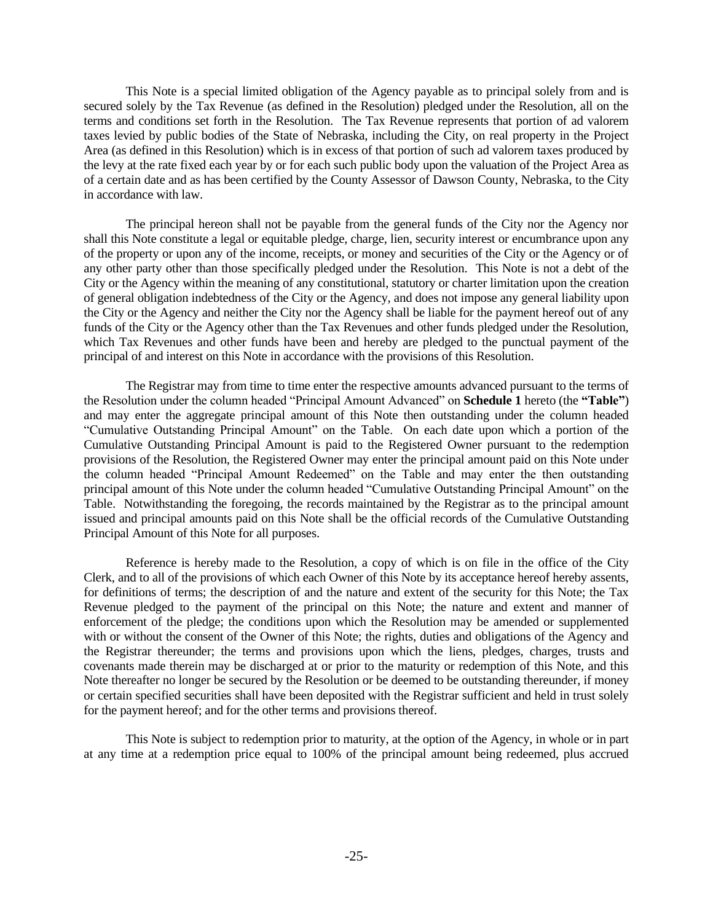This Note is a special limited obligation of the Agency payable as to principal solely from and is secured solely by the Tax Revenue (as defined in the Resolution) pledged under the Resolution, all on the terms and conditions set forth in the Resolution. The Tax Revenue represents that portion of ad valorem taxes levied by public bodies of the State of Nebraska, including the City, on real property in the Project Area (as defined in this Resolution) which is in excess of that portion of such ad valorem taxes produced by the levy at the rate fixed each year by or for each such public body upon the valuation of the Project Area as of a certain date and as has been certified by the County Assessor of Dawson County, Nebraska, to the City in accordance with law.

The principal hereon shall not be payable from the general funds of the City nor the Agency nor shall this Note constitute a legal or equitable pledge, charge, lien, security interest or encumbrance upon any of the property or upon any of the income, receipts, or money and securities of the City or the Agency or of any other party other than those specifically pledged under the Resolution. This Note is not a debt of the City or the Agency within the meaning of any constitutional, statutory or charter limitation upon the creation of general obligation indebtedness of the City or the Agency, and does not impose any general liability upon the City or the Agency and neither the City nor the Agency shall be liable for the payment hereof out of any funds of the City or the Agency other than the Tax Revenues and other funds pledged under the Resolution, which Tax Revenues and other funds have been and hereby are pledged to the punctual payment of the principal of and interest on this Note in accordance with the provisions of this Resolution.

The Registrar may from time to time enter the respective amounts advanced pursuant to the terms of the Resolution under the column headed "Principal Amount Advanced" on **Schedule 1** hereto (the **"Table"**) and may enter the aggregate principal amount of this Note then outstanding under the column headed "Cumulative Outstanding Principal Amount" on the Table. On each date upon which a portion of the Cumulative Outstanding Principal Amount is paid to the Registered Owner pursuant to the redemption provisions of the Resolution, the Registered Owner may enter the principal amount paid on this Note under the column headed "Principal Amount Redeemed" on the Table and may enter the then outstanding principal amount of this Note under the column headed "Cumulative Outstanding Principal Amount" on the Table. Notwithstanding the foregoing, the records maintained by the Registrar as to the principal amount issued and principal amounts paid on this Note shall be the official records of the Cumulative Outstanding Principal Amount of this Note for all purposes.

Reference is hereby made to the Resolution, a copy of which is on file in the office of the City Clerk, and to all of the provisions of which each Owner of this Note by its acceptance hereof hereby assents, for definitions of terms; the description of and the nature and extent of the security for this Note; the Tax Revenue pledged to the payment of the principal on this Note; the nature and extent and manner of enforcement of the pledge; the conditions upon which the Resolution may be amended or supplemented with or without the consent of the Owner of this Note; the rights, duties and obligations of the Agency and the Registrar thereunder; the terms and provisions upon which the liens, pledges, charges, trusts and covenants made therein may be discharged at or prior to the maturity or redemption of this Note, and this Note thereafter no longer be secured by the Resolution or be deemed to be outstanding thereunder, if money or certain specified securities shall have been deposited with the Registrar sufficient and held in trust solely for the payment hereof; and for the other terms and provisions thereof.

This Note is subject to redemption prior to maturity, at the option of the Agency, in whole or in part at any time at a redemption price equal to 100% of the principal amount being redeemed, plus accrued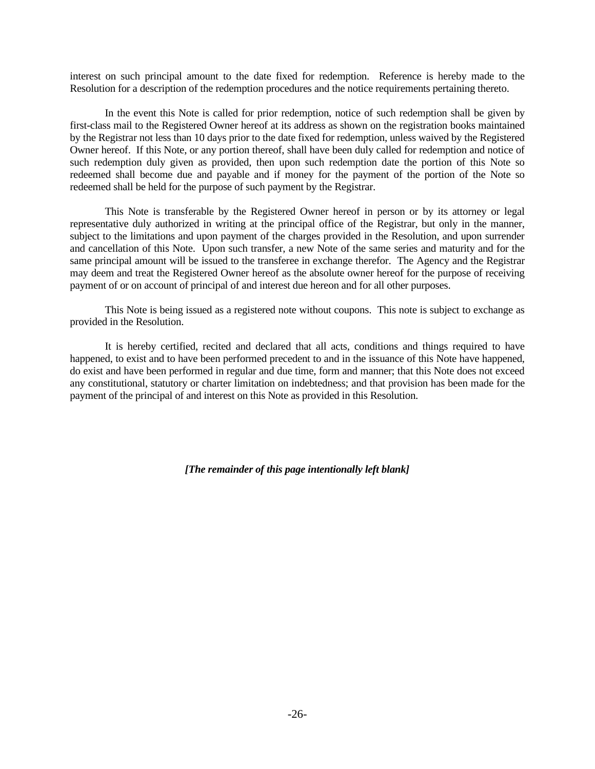interest on such principal amount to the date fixed for redemption. Reference is hereby made to the Resolution for a description of the redemption procedures and the notice requirements pertaining thereto.

In the event this Note is called for prior redemption, notice of such redemption shall be given by first-class mail to the Registered Owner hereof at its address as shown on the registration books maintained by the Registrar not less than 10 days prior to the date fixed for redemption, unless waived by the Registered Owner hereof. If this Note, or any portion thereof, shall have been duly called for redemption and notice of such redemption duly given as provided, then upon such redemption date the portion of this Note so redeemed shall become due and payable and if money for the payment of the portion of the Note so redeemed shall be held for the purpose of such payment by the Registrar.

This Note is transferable by the Registered Owner hereof in person or by its attorney or legal representative duly authorized in writing at the principal office of the Registrar, but only in the manner, subject to the limitations and upon payment of the charges provided in the Resolution, and upon surrender and cancellation of this Note. Upon such transfer, a new Note of the same series and maturity and for the same principal amount will be issued to the transferee in exchange therefor. The Agency and the Registrar may deem and treat the Registered Owner hereof as the absolute owner hereof for the purpose of receiving payment of or on account of principal of and interest due hereon and for all other purposes.

This Note is being issued as a registered note without coupons. This note is subject to exchange as provided in the Resolution.

It is hereby certified, recited and declared that all acts, conditions and things required to have happened, to exist and to have been performed precedent to and in the issuance of this Note have happened, do exist and have been performed in regular and due time, form and manner; that this Note does not exceed any constitutional, statutory or charter limitation on indebtedness; and that provision has been made for the payment of the principal of and interest on this Note as provided in this Resolution.

***[The remainder of this page intentionally left blank]***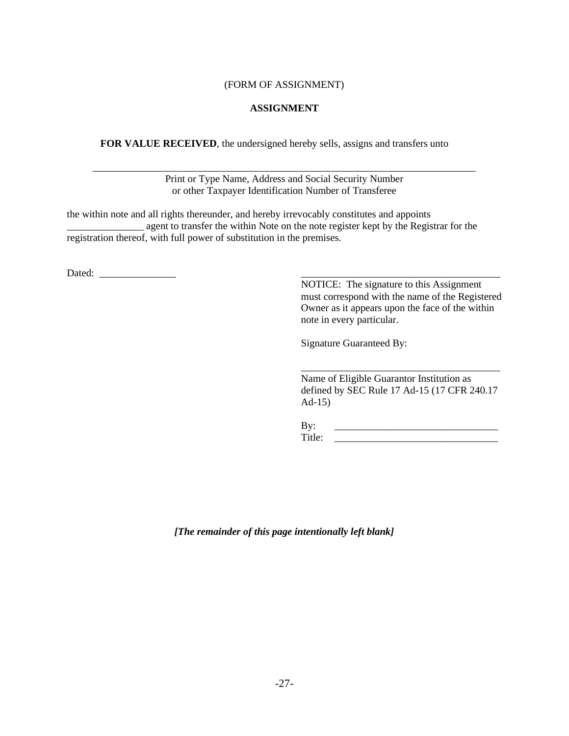(FORM OF ASSIGNMENT)

**ASSIGNMENT**

**FOR VALUE RECEIVED**, the undersigned hereby sells, assigns and transfers unto

______________________________________________________________________________

Print or Type Name, Address and Social Security Number
or other Taxpayer Identification Number of Transferee

the within note and all rights thereunder, and hereby irrevocably constitutes and appoints _______________ agent to transfer the within Note on the note register kept by the Registrar for the registration thereof, with full power of substitution in the premises.

Dated: _______________

________________________________________

NOTICE: The signature to this Assignment must correspond with the name of the Registered Owner as it appears upon the face of the within note in every particular.

Signature Guaranteed By:

________________________________________

Name of Eligible Guarantor Institution as defined by SEC Rule 17 Ad-15 (17 CFR 240.17 Ad-15)

By: _______________________________

Title: _______________________________

***[The remainder of this page intentionally left blank]***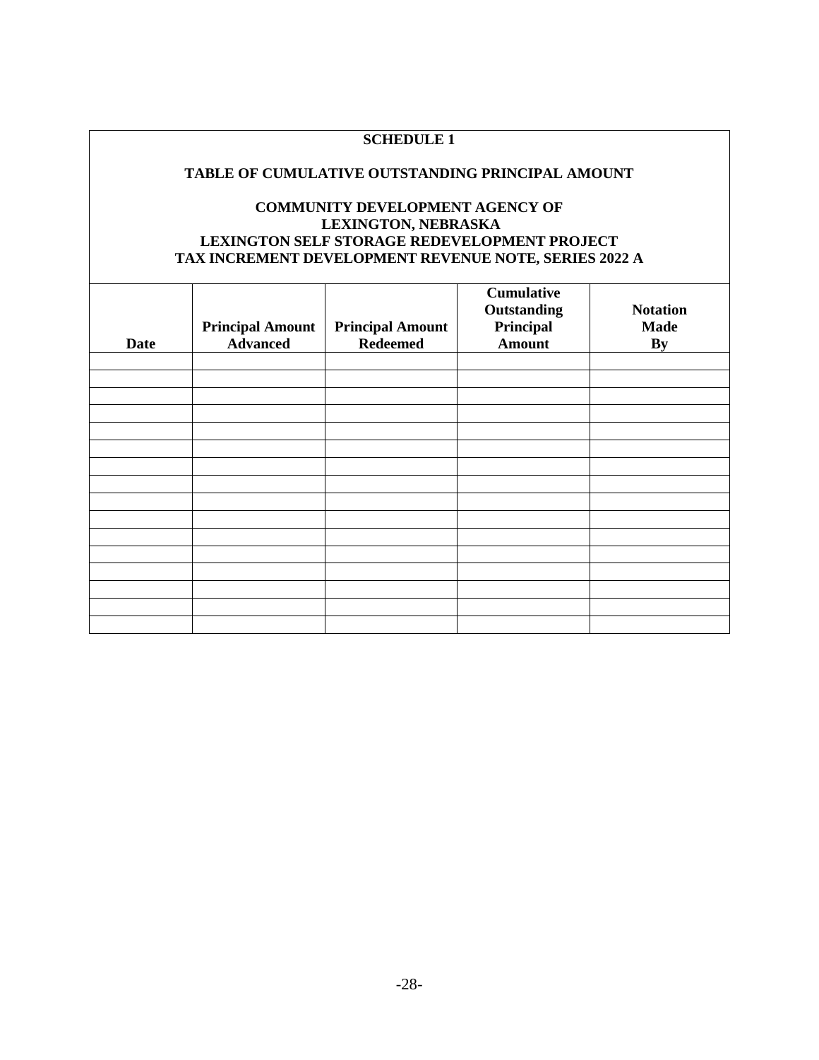**SCHEDULE 1**

**TABLE OF CUMULATIVE OUTSTANDING PRINCIPAL AMOUNT**

**COMMUNITY DEVELOPMENT AGENCY OF**
**LEXINGTON, NEBRASKA**
**LEXINGTON SELF STORAGE REDEVELOPMENT PROJECT**
**TAX INCREMENT DEVELOPMENT REVENUE NOTE, SERIES 2022 A**

| Date | Principal Amount Advanced | Principal Amount Redeemed | Cumulative Outstanding Principal Amount | Notation Made By |
|---|---|---|---|---|
| | | | | |
| | | | | |
| | | | | |
| | | | | |
| | | | | |
| | | | | |
| | | | | |
| | | | | |
| | | | | |
| | | | | |
| | | | | |
| | | | | |
| | | | | |
| | | | | |
| | | | | |
| | | | | |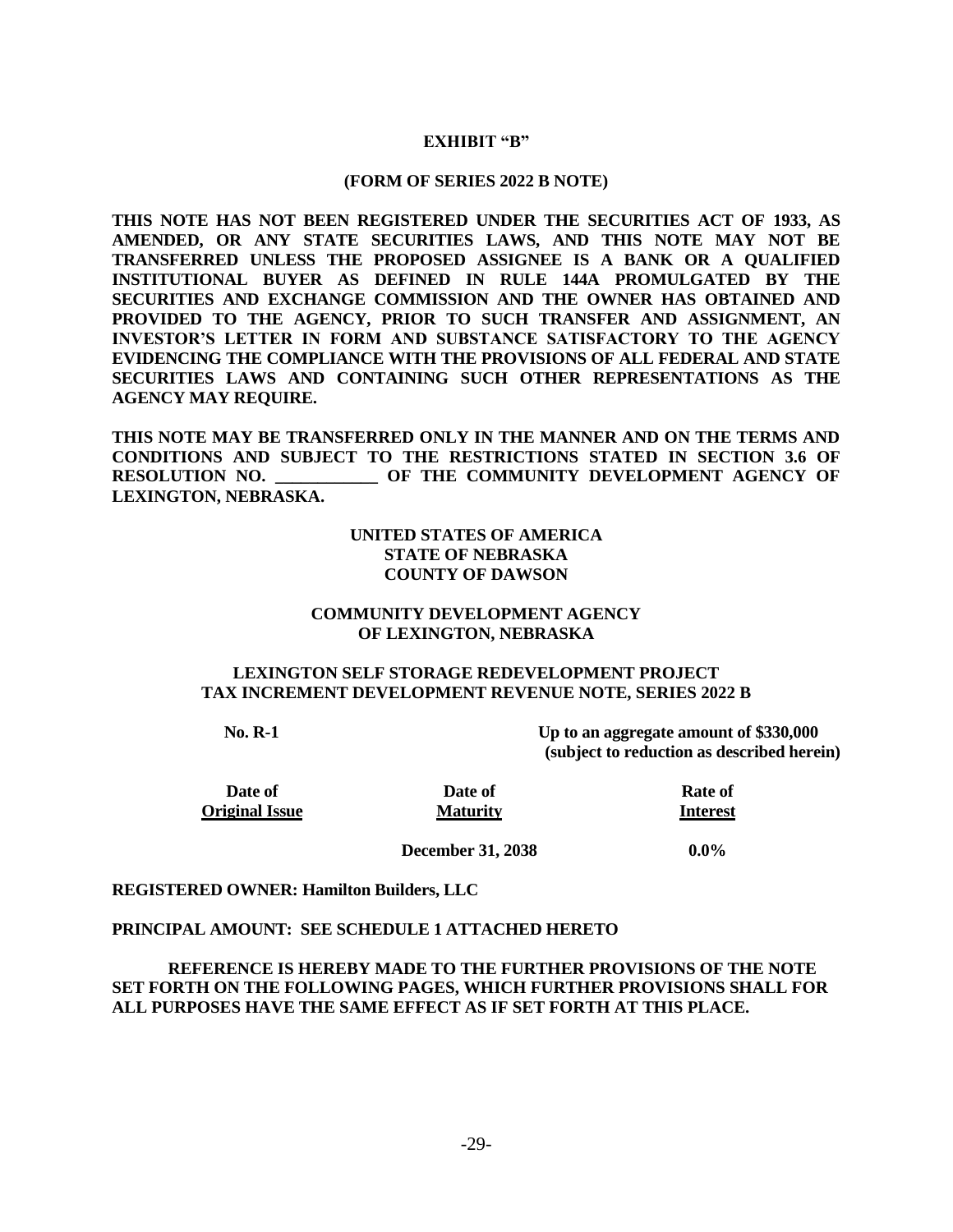**EXHIBIT "B"**

**(FORM OF SERIES 2022 B NOTE)**

**THIS NOTE HAS NOT BEEN REGISTERED UNDER THE SECURITIES ACT OF 1933, AS AMENDED, OR ANY STATE SECURITIES LAWS, AND THIS NOTE MAY NOT BE TRANSFERRED UNLESS THE PROPOSED ASSIGNEE IS A BANK OR A QUALIFIED INSTITUTIONAL BUYER AS DEFINED IN RULE 144A PROMULGATED BY THE SECURITIES AND EXCHANGE COMMISSION AND THE OWNER HAS OBTAINED AND PROVIDED TO THE AGENCY, PRIOR TO SUCH TRANSFER AND ASSIGNMENT, AN INVESTOR'S LETTER IN FORM AND SUBSTANCE SATISFACTORY TO THE AGENCY EVIDENCING THE COMPLIANCE WITH THE PROVISIONS OF ALL FEDERAL AND STATE SECURITIES LAWS AND CONTAINING SUCH OTHER REPRESENTATIONS AS THE AGENCY MAY REQUIRE.**

**THIS NOTE MAY BE TRANSFERRED ONLY IN THE MANNER AND ON THE TERMS AND CONDITIONS AND SUBJECT TO THE RESTRICTIONS STATED IN SECTION 3.6 OF RESOLUTION NO. \_\_\_\_\_\_\_\_\_\_\_\_ OF THE COMMUNITY DEVELOPMENT AGENCY OF LEXINGTON, NEBRASKA.**

**UNITED STATES OF AMERICA**
**STATE OF NEBRASKA**
**COUNTY OF DAWSON**

**COMMUNITY DEVELOPMENT AGENCY**
**OF LEXINGTON, NEBRASKA**

**LEXINGTON SELF STORAGE REDEVELOPMENT PROJECT**
**TAX INCREMENT DEVELOPMENT REVENUE NOTE, SERIES 2022 B**

**No. R-1** — **Up to an aggregate amount of $330,000 (subject to reduction as described herein)**

| Date of Original Issue | Date of Maturity | Rate of Interest |
|---|---|---|
| | December 31, 2038 | 0.0% |

**REGISTERED OWNER: Hamilton Builders, LLC**

**PRINCIPAL AMOUNT: SEE SCHEDULE 1 ATTACHED HERETO**

**REFERENCE IS HEREBY MADE TO THE FURTHER PROVISIONS OF THE NOTE SET FORTH ON THE FOLLOWING PAGES, WHICH FURTHER PROVISIONS SHALL FOR ALL PURPOSES HAVE THE SAME EFFECT AS IF SET FORTH AT THIS PLACE.**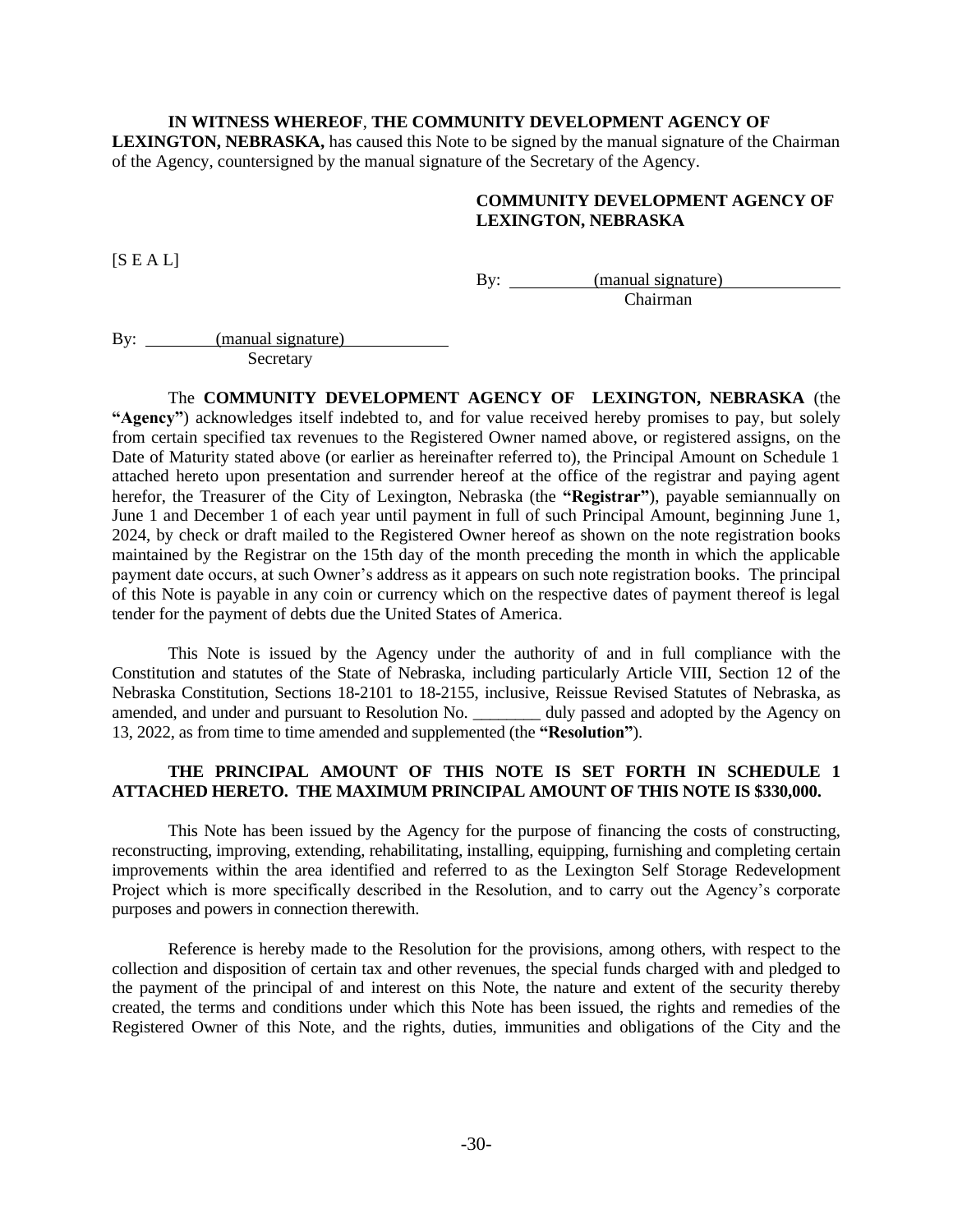**IN WITNESS WHEREOF**, **THE COMMUNITY DEVELOPMENT AGENCY OF LEXINGTON, NEBRASKA,** has caused this Note to be signed by the manual signature of the Chairman of the Agency, countersigned by the manual signature of the Secretary of the Agency.

**COMMUNITY DEVELOPMENT AGENCY OF LEXINGTON, NEBRASKA**

[S E A L]

By: (manual signature)
Chairman

By: (manual signature)
Secretary

The **COMMUNITY DEVELOPMENT AGENCY OF LEXINGTON, NEBRASKA** (the **"Agency"**) acknowledges itself indebted to, and for value received hereby promises to pay, but solely from certain specified tax revenues to the Registered Owner named above, or registered assigns, on the Date of Maturity stated above (or earlier as hereinafter referred to), the Principal Amount on Schedule 1 attached hereto upon presentation and surrender hereof at the office of the registrar and paying agent herefor, the Treasurer of the City of Lexington, Nebraska (the **"Registrar"**), payable semiannually on June 1 and December 1 of each year until payment in full of such Principal Amount, beginning June 1, 2024, by check or draft mailed to the Registered Owner hereof as shown on the note registration books maintained by the Registrar on the 15th day of the month preceding the month in which the applicable payment date occurs, at such Owner's address as it appears on such note registration books. The principal of this Note is payable in any coin or currency which on the respective dates of payment thereof is legal tender for the payment of debts due the United States of America.

This Note is issued by the Agency under the authority of and in full compliance with the Constitution and statutes of the State of Nebraska, including particularly Article VIII, Section 12 of the Nebraska Constitution, Sections 18-2101 to 18-2155, inclusive, Reissue Revised Statutes of Nebraska, as amended, and under and pursuant to Resolution No. ________ duly passed and adopted by the Agency on 13, 2022, as from time to time amended and supplemented (the **"Resolution"**).

**THE PRINCIPAL AMOUNT OF THIS NOTE IS SET FORTH IN SCHEDULE 1 ATTACHED HERETO. THE MAXIMUM PRINCIPAL AMOUNT OF THIS NOTE IS $330,000.**

This Note has been issued by the Agency for the purpose of financing the costs of constructing, reconstructing, improving, extending, rehabilitating, installing, equipping, furnishing and completing certain improvements within the area identified and referred to as the Lexington Self Storage Redevelopment Project which is more specifically described in the Resolution, and to carry out the Agency's corporate purposes and powers in connection therewith.

Reference is hereby made to the Resolution for the provisions, among others, with respect to the collection and disposition of certain tax and other revenues, the special funds charged with and pledged to the payment of the principal of and interest on this Note, the nature and extent of the security thereby created, the terms and conditions under which this Note has been issued, the rights and remedies of the Registered Owner of this Note, and the rights, duties, immunities and obligations of the City and the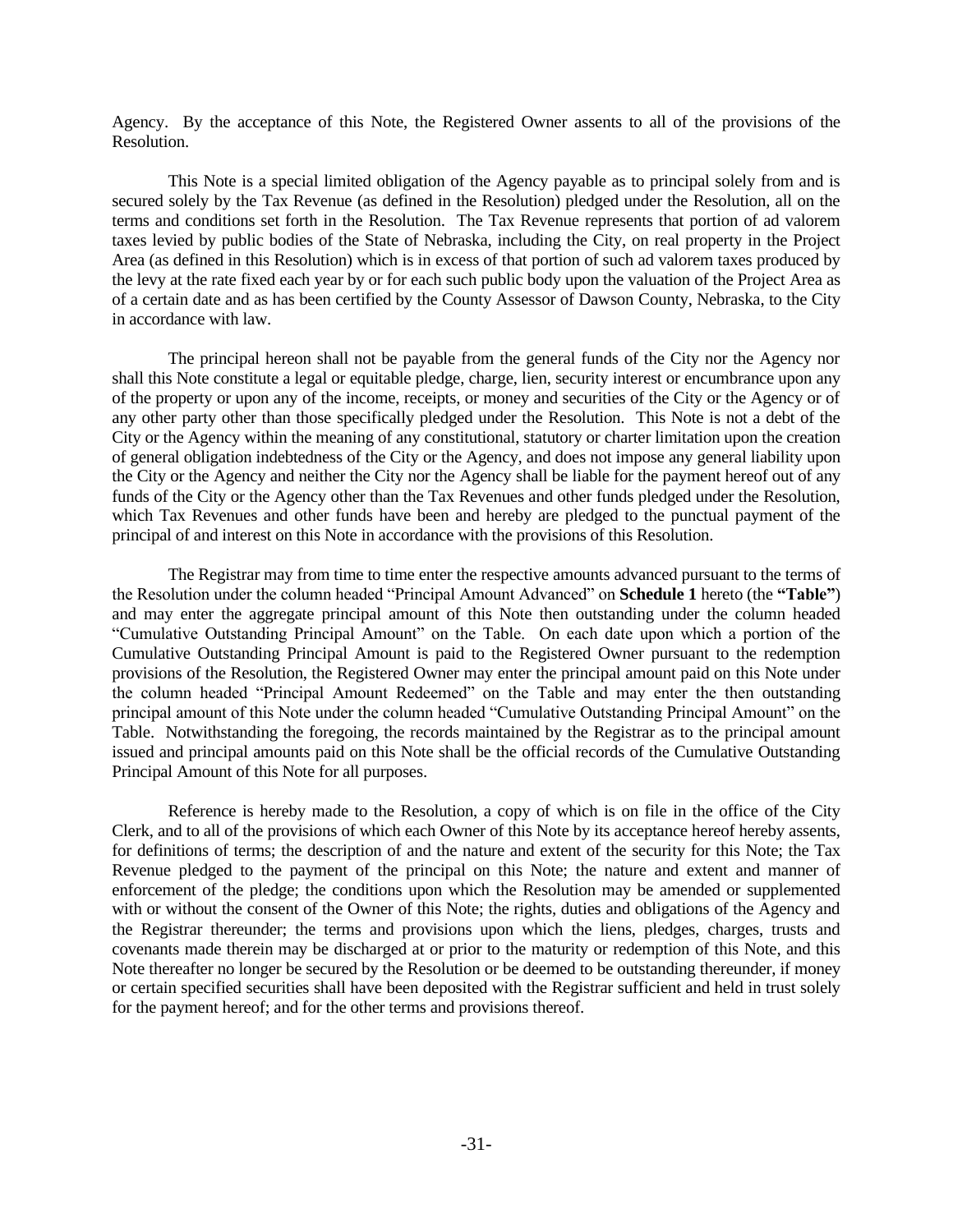Agency. By the acceptance of this Note, the Registered Owner assents to all of the provisions of the Resolution.

This Note is a special limited obligation of the Agency payable as to principal solely from and is secured solely by the Tax Revenue (as defined in the Resolution) pledged under the Resolution, all on the terms and conditions set forth in the Resolution. The Tax Revenue represents that portion of ad valorem taxes levied by public bodies of the State of Nebraska, including the City, on real property in the Project Area (as defined in this Resolution) which is in excess of that portion of such ad valorem taxes produced by the levy at the rate fixed each year by or for each such public body upon the valuation of the Project Area as of a certain date and as has been certified by the County Assessor of Dawson County, Nebraska, to the City in accordance with law.

The principal hereon shall not be payable from the general funds of the City nor the Agency nor shall this Note constitute a legal or equitable pledge, charge, lien, security interest or encumbrance upon any of the property or upon any of the income, receipts, or money and securities of the City or the Agency or of any other party other than those specifically pledged under the Resolution. This Note is not a debt of the City or the Agency within the meaning of any constitutional, statutory or charter limitation upon the creation of general obligation indebtedness of the City or the Agency, and does not impose any general liability upon the City or the Agency and neither the City nor the Agency shall be liable for the payment hereof out of any funds of the City or the Agency other than the Tax Revenues and other funds pledged under the Resolution, which Tax Revenues and other funds have been and hereby are pledged to the punctual payment of the principal of and interest on this Note in accordance with the provisions of this Resolution.

The Registrar may from time to time enter the respective amounts advanced pursuant to the terms of the Resolution under the column headed "Principal Amount Advanced" on **Schedule 1** hereto (the **"Table"**) and may enter the aggregate principal amount of this Note then outstanding under the column headed "Cumulative Outstanding Principal Amount" on the Table. On each date upon which a portion of the Cumulative Outstanding Principal Amount is paid to the Registered Owner pursuant to the redemption provisions of the Resolution, the Registered Owner may enter the principal amount paid on this Note under the column headed "Principal Amount Redeemed" on the Table and may enter the then outstanding principal amount of this Note under the column headed "Cumulative Outstanding Principal Amount" on the Table. Notwithstanding the foregoing, the records maintained by the Registrar as to the principal amount issued and principal amounts paid on this Note shall be the official records of the Cumulative Outstanding Principal Amount of this Note for all purposes.

Reference is hereby made to the Resolution, a copy of which is on file in the office of the City Clerk, and to all of the provisions of which each Owner of this Note by its acceptance hereof hereby assents, for definitions of terms; the description of and the nature and extent of the security for this Note; the Tax Revenue pledged to the payment of the principal on this Note; the nature and extent and manner of enforcement of the pledge; the conditions upon which the Resolution may be amended or supplemented with or without the consent of the Owner of this Note; the rights, duties and obligations of the Agency and the Registrar thereunder; the terms and provisions upon which the liens, pledges, charges, trusts and covenants made therein may be discharged at or prior to the maturity or redemption of this Note, and this Note thereafter no longer be secured by the Resolution or be deemed to be outstanding thereunder, if money or certain specified securities shall have been deposited with the Registrar sufficient and held in trust solely for the payment hereof; and for the other terms and provisions thereof.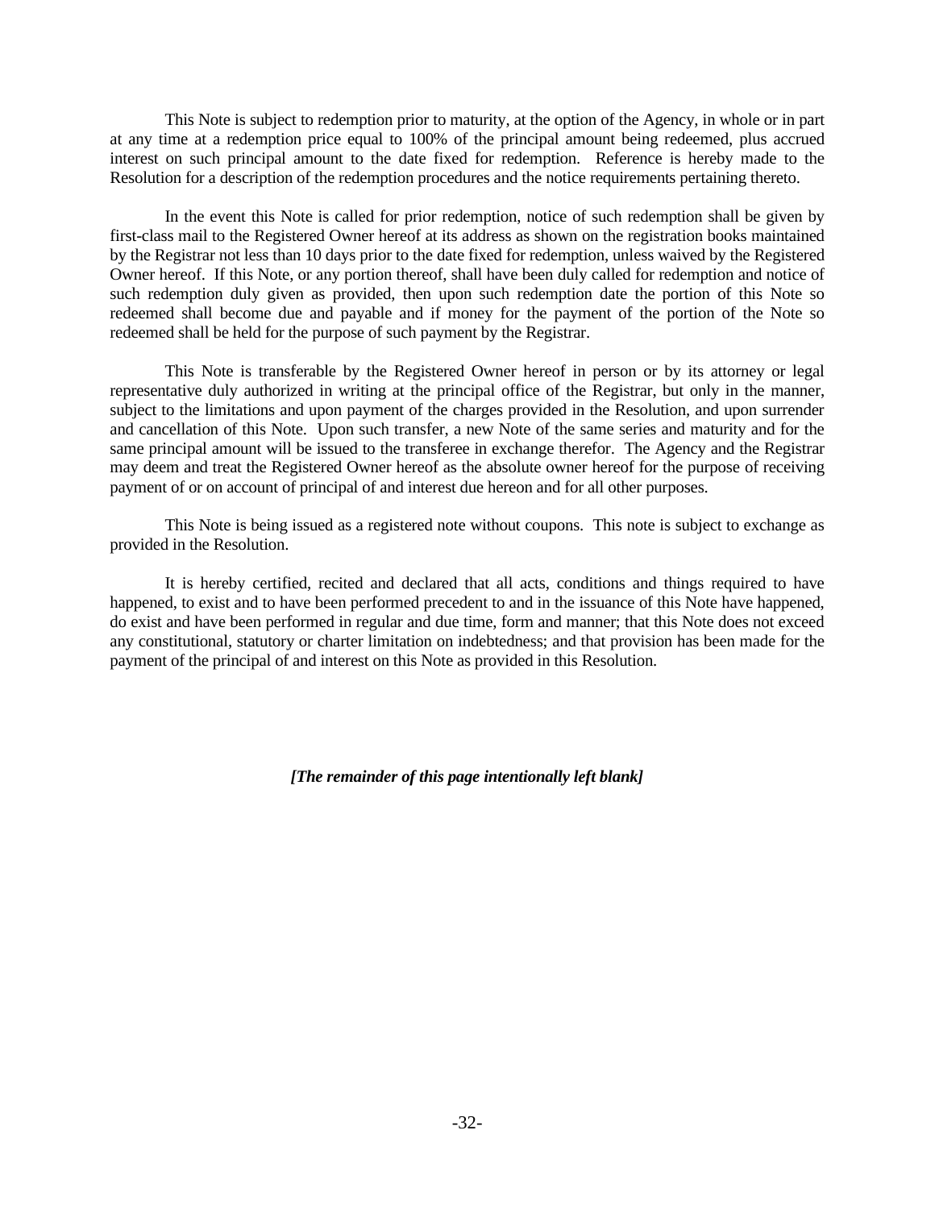This Note is subject to redemption prior to maturity, at the option of the Agency, in whole or in part at any time at a redemption price equal to 100% of the principal amount being redeemed, plus accrued interest on such principal amount to the date fixed for redemption. Reference is hereby made to the Resolution for a description of the redemption procedures and the notice requirements pertaining thereto.

In the event this Note is called for prior redemption, notice of such redemption shall be given by first-class mail to the Registered Owner hereof at its address as shown on the registration books maintained by the Registrar not less than 10 days prior to the date fixed for redemption, unless waived by the Registered Owner hereof. If this Note, or any portion thereof, shall have been duly called for redemption and notice of such redemption duly given as provided, then upon such redemption date the portion of this Note so redeemed shall become due and payable and if money for the payment of the portion of the Note so redeemed shall be held for the purpose of such payment by the Registrar.

This Note is transferable by the Registered Owner hereof in person or by its attorney or legal representative duly authorized in writing at the principal office of the Registrar, but only in the manner, subject to the limitations and upon payment of the charges provided in the Resolution, and upon surrender and cancellation of this Note. Upon such transfer, a new Note of the same series and maturity and for the same principal amount will be issued to the transferee in exchange therefor. The Agency and the Registrar may deem and treat the Registered Owner hereof as the absolute owner hereof for the purpose of receiving payment of or on account of principal of and interest due hereon and for all other purposes.

This Note is being issued as a registered note without coupons. This note is subject to exchange as provided in the Resolution.

It is hereby certified, recited and declared that all acts, conditions and things required to have happened, to exist and to have been performed precedent to and in the issuance of this Note have happened, do exist and have been performed in regular and due time, form and manner; that this Note does not exceed any constitutional, statutory or charter limitation on indebtedness; and that provision has been made for the payment of the principal of and interest on this Note as provided in this Resolution.

***[The remainder of this page intentionally left blank]***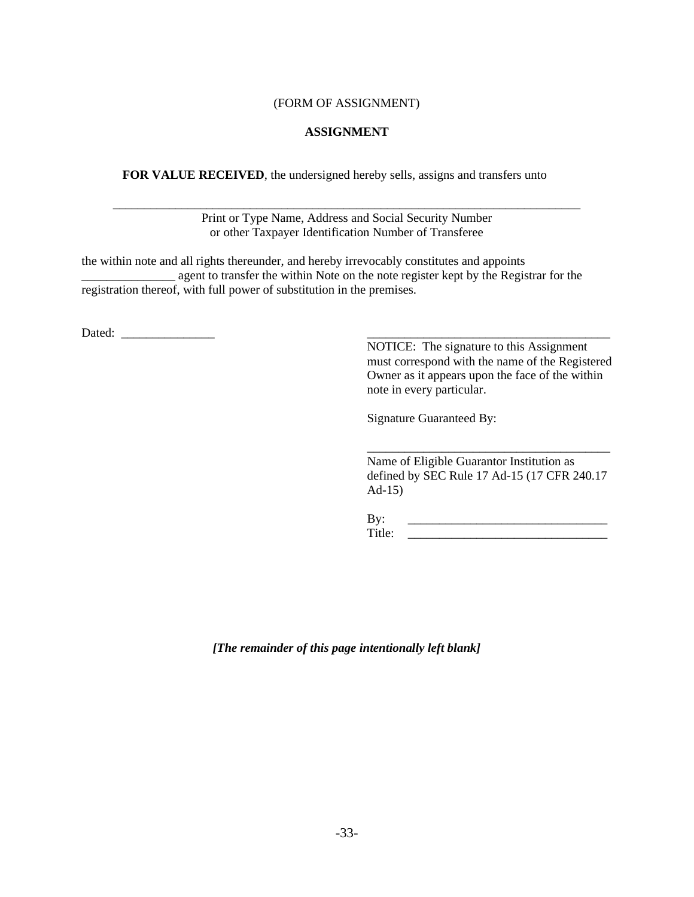(FORM OF ASSIGNMENT)

**ASSIGNMENT**

**FOR VALUE RECEIVED**, the undersigned hereby sells, assigns and transfers unto

_______________________________________________________________________________

Print or Type Name, Address and Social Security Number
or other Taxpayer Identification Number of Transferee

the within note and all rights thereunder, and hereby irrevocably constitutes and appoints _______________ agent to transfer the within Note on the note register kept by the Registrar for the registration thereof, with full power of substitution in the premises.

Dated: _______________

_______________________________________

NOTICE: The signature to this Assignment must correspond with the name of the Registered Owner as it appears upon the face of the within note in every particular.

Signature Guaranteed By:

_______________________________________

Name of Eligible Guarantor Institution as defined by SEC Rule 17 Ad-15 (17 CFR 240.17 Ad-15)

By: _________________________________

Title: _________________________________

***[The remainder of this page intentionally left blank]***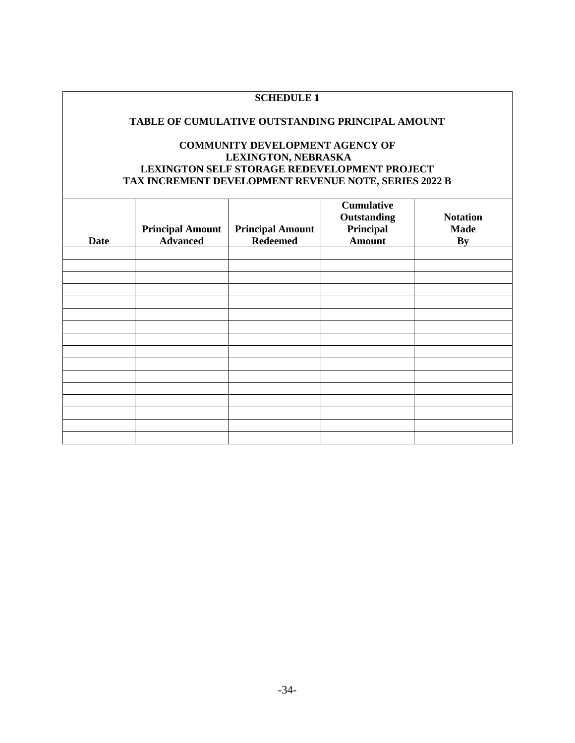**SCHEDULE 1**

**TABLE OF CUMULATIVE OUTSTANDING PRINCIPAL AMOUNT**

**COMMUNITY DEVELOPMENT AGENCY OF**
**LEXINGTON, NEBRASKA**
**LEXINGTON SELF STORAGE REDEVELOPMENT PROJECT**
**TAX INCREMENT DEVELOPMENT REVENUE NOTE, SERIES 2022 B**

| Date | Principal Amount Advanced | Principal Amount Redeemed | Cumulative Outstanding Principal Amount | Notation Made By |
|---|---|---|---|---|
| | | | | |
| | | | | |
| | | | | |
| | | | | |
| | | | | |
| | | | | |
| | | | | |
| | | | | |
| | | | | |
| | | | | |
| | | | | |
| | | | | |
| | | | | |
| | | | | |
| | | | | |
| | | | | |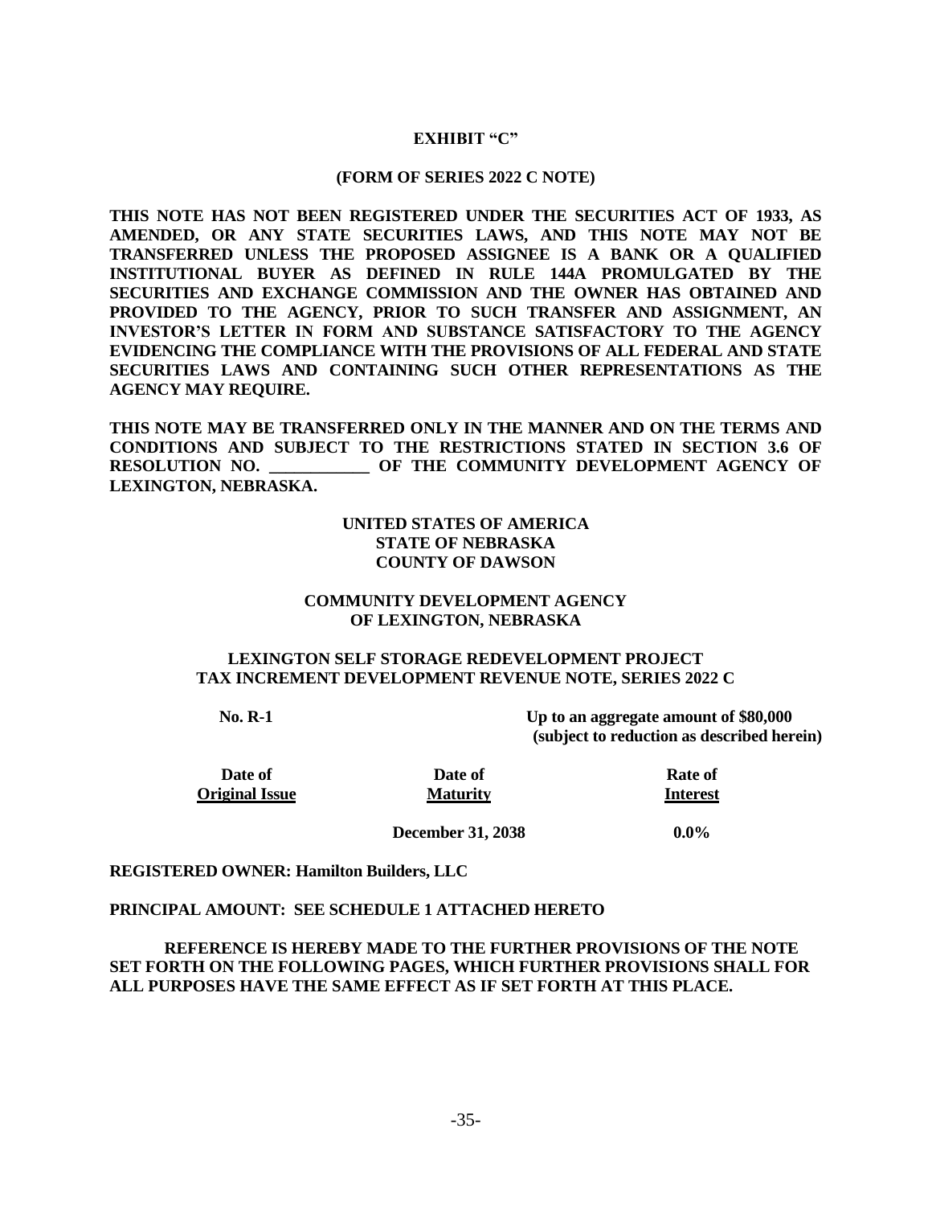**EXHIBIT "C"**

**(FORM OF SERIES 2022 C NOTE)**

**THIS NOTE HAS NOT BEEN REGISTERED UNDER THE SECURITIES ACT OF 1933, AS AMENDED, OR ANY STATE SECURITIES LAWS, AND THIS NOTE MAY NOT BE TRANSFERRED UNLESS THE PROPOSED ASSIGNEE IS A BANK OR A QUALIFIED INSTITUTIONAL BUYER AS DEFINED IN RULE 144A PROMULGATED BY THE SECURITIES AND EXCHANGE COMMISSION AND THE OWNER HAS OBTAINED AND PROVIDED TO THE AGENCY, PRIOR TO SUCH TRANSFER AND ASSIGNMENT, AN INVESTOR'S LETTER IN FORM AND SUBSTANCE SATISFACTORY TO THE AGENCY EVIDENCING THE COMPLIANCE WITH THE PROVISIONS OF ALL FEDERAL AND STATE SECURITIES LAWS AND CONTAINING SUCH OTHER REPRESENTATIONS AS THE AGENCY MAY REQUIRE.**

**THIS NOTE MAY BE TRANSFERRED ONLY IN THE MANNER AND ON THE TERMS AND CONDITIONS AND SUBJECT TO THE RESTRICTIONS STATED IN SECTION 3.6 OF RESOLUTION NO. \_\_\_\_\_\_\_\_\_\_\_\_ OF THE COMMUNITY DEVELOPMENT AGENCY OF LEXINGTON, NEBRASKA.**

**UNITED STATES OF AMERICA**
**STATE OF NEBRASKA**
**COUNTY OF DAWSON**

**COMMUNITY DEVELOPMENT AGENCY**
**OF LEXINGTON, NEBRASKA**

**LEXINGTON SELF STORAGE REDEVELOPMENT PROJECT**
**TAX INCREMENT DEVELOPMENT REVENUE NOTE, SERIES 2022 C**

**No. R-1** | **Up to an aggregate amount of $80,000 (subject to reduction as described herein)**

| Date of Original Issue | Date of Maturity | Rate of Interest |
| --- | --- | --- |
| | December 31, 2038 | 0.0% |

**REGISTERED OWNER: Hamilton Builders, LLC**

**PRINCIPAL AMOUNT: SEE SCHEDULE 1 ATTACHED HERETO**

**REFERENCE IS HEREBY MADE TO THE FURTHER PROVISIONS OF THE NOTE SET FORTH ON THE FOLLOWING PAGES, WHICH FURTHER PROVISIONS SHALL FOR ALL PURPOSES HAVE THE SAME EFFECT AS IF SET FORTH AT THIS PLACE.**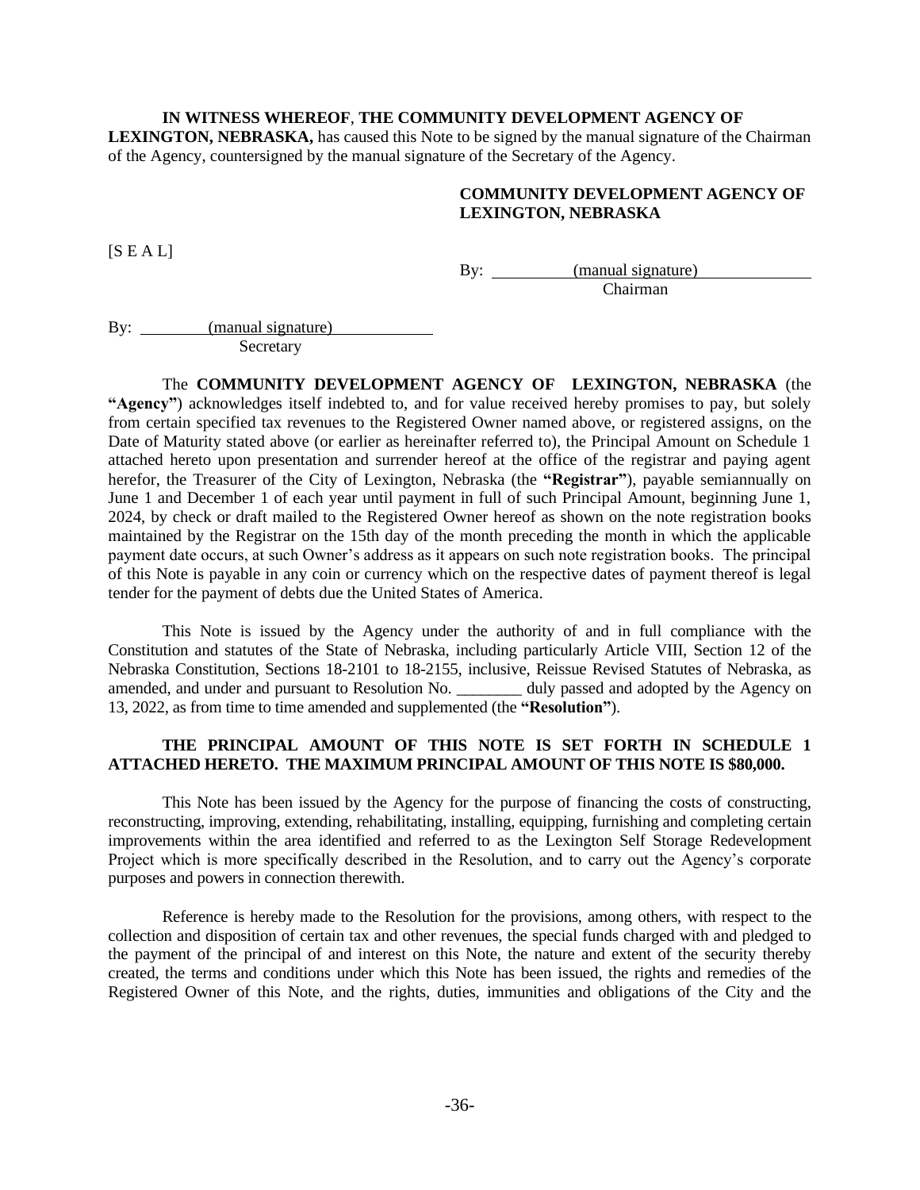**IN WITNESS WHEREOF**, **THE COMMUNITY DEVELOPMENT AGENCY OF LEXINGTON, NEBRASKA,** has caused this Note to be signed by the manual signature of the Chairman of the Agency, countersigned by the manual signature of the Secretary of the Agency.

**COMMUNITY DEVELOPMENT AGENCY OF LEXINGTON, NEBRASKA**

[S E A L]

By: (manual signature)
Chairman

By: (manual signature)
Secretary

The **COMMUNITY DEVELOPMENT AGENCY OF LEXINGTON, NEBRASKA** (the **"Agency"**) acknowledges itself indebted to, and for value received hereby promises to pay, but solely from certain specified tax revenues to the Registered Owner named above, or registered assigns, on the Date of Maturity stated above (or earlier as hereinafter referred to), the Principal Amount on Schedule 1 attached hereto upon presentation and surrender hereof at the office of the registrar and paying agent herefor, the Treasurer of the City of Lexington, Nebraska (the **"Registrar"**), payable semiannually on June 1 and December 1 of each year until payment in full of such Principal Amount, beginning June 1, 2024, by check or draft mailed to the Registered Owner hereof as shown on the note registration books maintained by the Registrar on the 15th day of the month preceding the month in which the applicable payment date occurs, at such Owner's address as it appears on such note registration books. The principal of this Note is payable in any coin or currency which on the respective dates of payment thereof is legal tender for the payment of debts due the United States of America.

This Note is issued by the Agency under the authority of and in full compliance with the Constitution and statutes of the State of Nebraska, including particularly Article VIII, Section 12 of the Nebraska Constitution, Sections 18-2101 to 18-2155, inclusive, Reissue Revised Statutes of Nebraska, as amended, and under and pursuant to Resolution No. ________ duly passed and adopted by the Agency on 13, 2022, as from time to time amended and supplemented (the **"Resolution"**).

**THE PRINCIPAL AMOUNT OF THIS NOTE IS SET FORTH IN SCHEDULE 1 ATTACHED HERETO. THE MAXIMUM PRINCIPAL AMOUNT OF THIS NOTE IS $80,000.**

This Note has been issued by the Agency for the purpose of financing the costs of constructing, reconstructing, improving, extending, rehabilitating, installing, equipping, furnishing and completing certain improvements within the area identified and referred to as the Lexington Self Storage Redevelopment Project which is more specifically described in the Resolution, and to carry out the Agency's corporate purposes and powers in connection therewith.

Reference is hereby made to the Resolution for the provisions, among others, with respect to the collection and disposition of certain tax and other revenues, the special funds charged with and pledged to the payment of the principal of and interest on this Note, the nature and extent of the security thereby created, the terms and conditions under which this Note has been issued, the rights and remedies of the Registered Owner of this Note, and the rights, duties, immunities and obligations of the City and the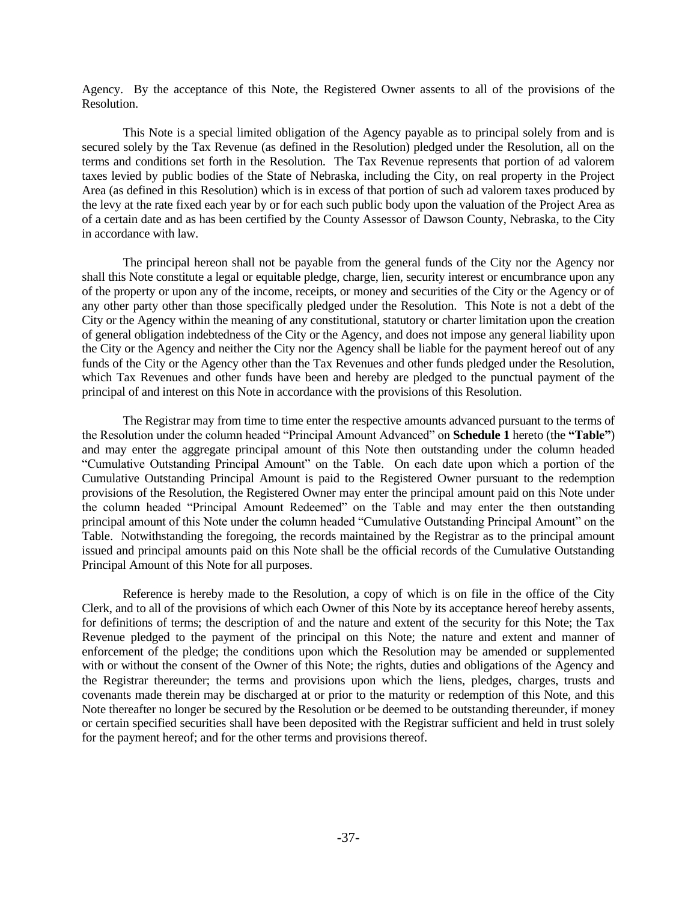Agency. By the acceptance of this Note, the Registered Owner assents to all of the provisions of the Resolution.

This Note is a special limited obligation of the Agency payable as to principal solely from and is secured solely by the Tax Revenue (as defined in the Resolution) pledged under the Resolution, all on the terms and conditions set forth in the Resolution. The Tax Revenue represents that portion of ad valorem taxes levied by public bodies of the State of Nebraska, including the City, on real property in the Project Area (as defined in this Resolution) which is in excess of that portion of such ad valorem taxes produced by the levy at the rate fixed each year by or for each such public body upon the valuation of the Project Area as of a certain date and as has been certified by the County Assessor of Dawson County, Nebraska, to the City in accordance with law.

The principal hereon shall not be payable from the general funds of the City nor the Agency nor shall this Note constitute a legal or equitable pledge, charge, lien, security interest or encumbrance upon any of the property or upon any of the income, receipts, or money and securities of the City or the Agency or of any other party other than those specifically pledged under the Resolution. This Note is not a debt of the City or the Agency within the meaning of any constitutional, statutory or charter limitation upon the creation of general obligation indebtedness of the City or the Agency, and does not impose any general liability upon the City or the Agency and neither the City nor the Agency shall be liable for the payment hereof out of any funds of the City or the Agency other than the Tax Revenues and other funds pledged under the Resolution, which Tax Revenues and other funds have been and hereby are pledged to the punctual payment of the principal of and interest on this Note in accordance with the provisions of this Resolution.

The Registrar may from time to time enter the respective amounts advanced pursuant to the terms of the Resolution under the column headed "Principal Amount Advanced" on **Schedule 1** hereto (the **"Table"**) and may enter the aggregate principal amount of this Note then outstanding under the column headed "Cumulative Outstanding Principal Amount" on the Table. On each date upon which a portion of the Cumulative Outstanding Principal Amount is paid to the Registered Owner pursuant to the redemption provisions of the Resolution, the Registered Owner may enter the principal amount paid on this Note under the column headed "Principal Amount Redeemed" on the Table and may enter the then outstanding principal amount of this Note under the column headed "Cumulative Outstanding Principal Amount" on the Table. Notwithstanding the foregoing, the records maintained by the Registrar as to the principal amount issued and principal amounts paid on this Note shall be the official records of the Cumulative Outstanding Principal Amount of this Note for all purposes.

Reference is hereby made to the Resolution, a copy of which is on file in the office of the City Clerk, and to all of the provisions of which each Owner of this Note by its acceptance hereof hereby assents, for definitions of terms; the description of and the nature and extent of the security for this Note; the Tax Revenue pledged to the payment of the principal on this Note; the nature and extent and manner of enforcement of the pledge; the conditions upon which the Resolution may be amended or supplemented with or without the consent of the Owner of this Note; the rights, duties and obligations of the Agency and the Registrar thereunder; the terms and provisions upon which the liens, pledges, charges, trusts and covenants made therein may be discharged at or prior to the maturity or redemption of this Note, and this Note thereafter no longer be secured by the Resolution or be deemed to be outstanding thereunder, if money or certain specified securities shall have been deposited with the Registrar sufficient and held in trust solely for the payment hereof; and for the other terms and provisions thereof.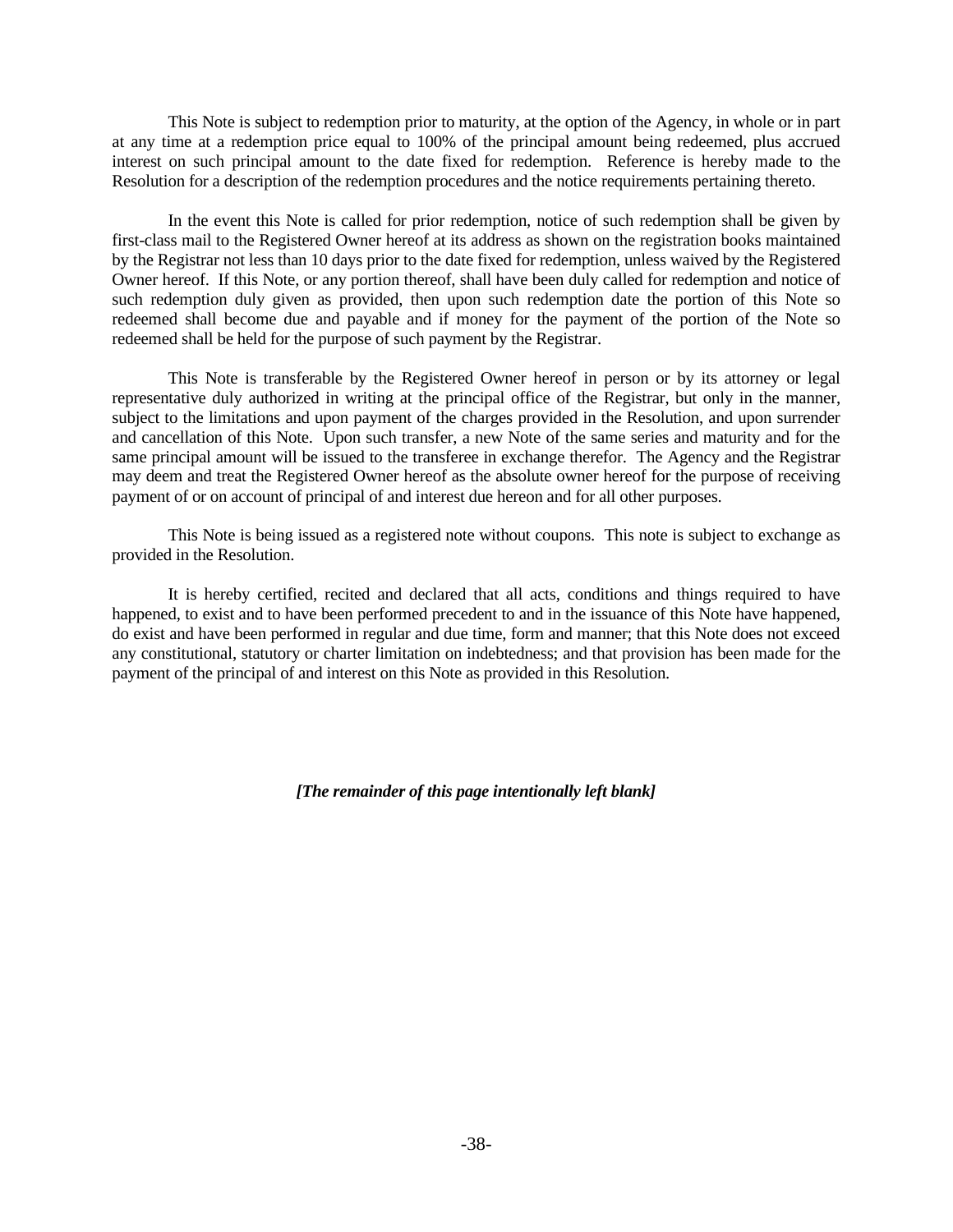This Note is subject to redemption prior to maturity, at the option of the Agency, in whole or in part at any time at a redemption price equal to 100% of the principal amount being redeemed, plus accrued interest on such principal amount to the date fixed for redemption. Reference is hereby made to the Resolution for a description of the redemption procedures and the notice requirements pertaining thereto.

In the event this Note is called for prior redemption, notice of such redemption shall be given by first-class mail to the Registered Owner hereof at its address as shown on the registration books maintained by the Registrar not less than 10 days prior to the date fixed for redemption, unless waived by the Registered Owner hereof. If this Note, or any portion thereof, shall have been duly called for redemption and notice of such redemption duly given as provided, then upon such redemption date the portion of this Note so redeemed shall become due and payable and if money for the payment of the portion of the Note so redeemed shall be held for the purpose of such payment by the Registrar.

This Note is transferable by the Registered Owner hereof in person or by its attorney or legal representative duly authorized in writing at the principal office of the Registrar, but only in the manner, subject to the limitations and upon payment of the charges provided in the Resolution, and upon surrender and cancellation of this Note. Upon such transfer, a new Note of the same series and maturity and for the same principal amount will be issued to the transferee in exchange therefor. The Agency and the Registrar may deem and treat the Registered Owner hereof as the absolute owner hereof for the purpose of receiving payment of or on account of principal of and interest due hereon and for all other purposes.

This Note is being issued as a registered note without coupons. This note is subject to exchange as provided in the Resolution.

It is hereby certified, recited and declared that all acts, conditions and things required to have happened, to exist and to have been performed precedent to and in the issuance of this Note have happened, do exist and have been performed in regular and due time, form and manner; that this Note does not exceed any constitutional, statutory or charter limitation on indebtedness; and that provision has been made for the payment of the principal of and interest on this Note as provided in this Resolution.

***[The remainder of this page intentionally left blank]***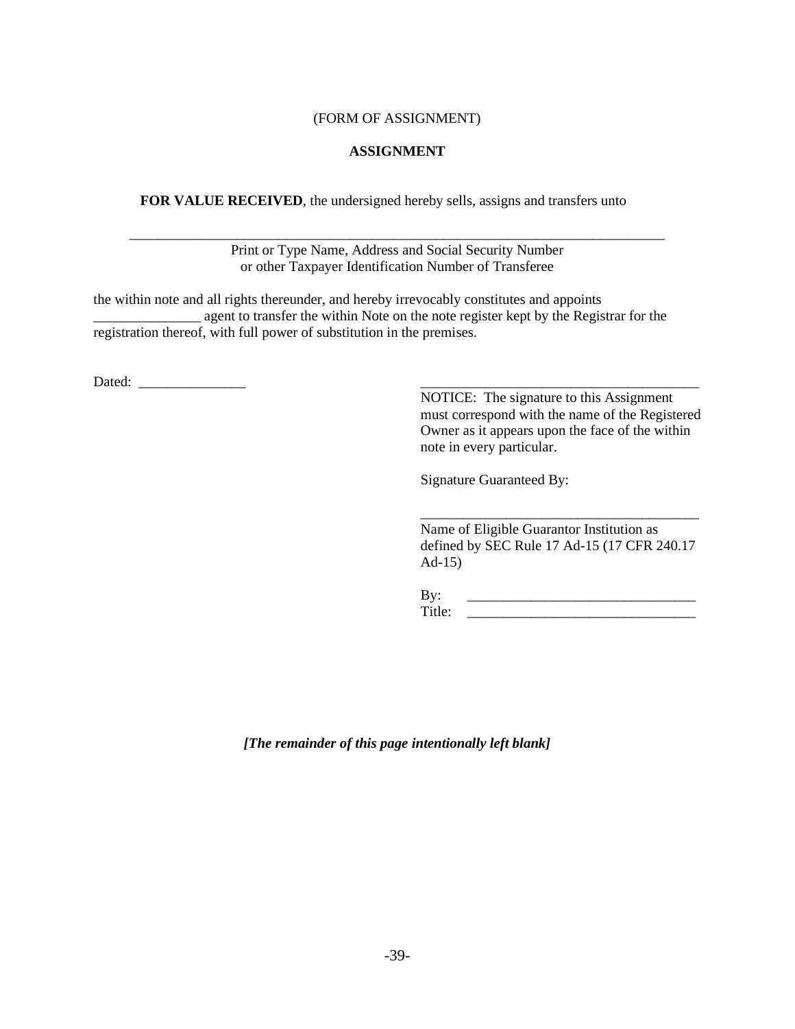(FORM OF ASSIGNMENT)

**ASSIGNMENT**

**FOR VALUE RECEIVED**, the undersigned hereby sells, assigns and transfers unto

_______________________________________________________________________________

Print or Type Name, Address and Social Security Number
or other Taxpayer Identification Number of Transferee

the within note and all rights thereunder, and hereby irrevocably constitutes and appoints _______________ agent to transfer the within Note on the note register kept by the Registrar for the registration thereof, with full power of substitution in the premises.

Dated: _______________

________________________________________

NOTICE: The signature to this Assignment must correspond with the name of the Registered Owner as it appears upon the face of the within note in every particular.

Signature Guaranteed By:

________________________________________

Name of Eligible Guarantor Institution as defined by SEC Rule 17 Ad-15 (17 CFR 240.17 Ad-15)

By: ________________________________

Title: ________________________________

***[The remainder of this page intentionally left blank]***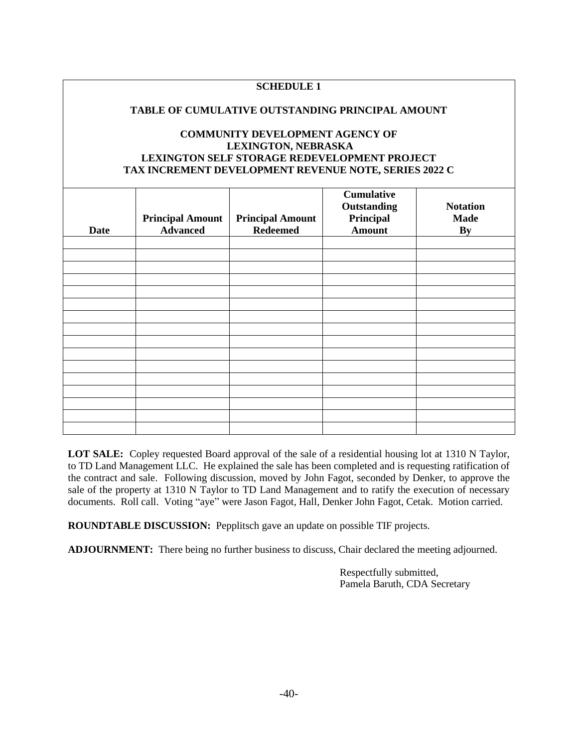**SCHEDULE 1**

**TABLE OF CUMULATIVE OUTSTANDING PRINCIPAL AMOUNT**

**COMMUNITY DEVELOPMENT AGENCY OF LEXINGTON, NEBRASKA LEXINGTON SELF STORAGE REDEVELOPMENT PROJECT TAX INCREMENT DEVELOPMENT REVENUE NOTE, SERIES 2022 C**

| Date | Principal Amount Advanced | Principal Amount Redeemed | Cumulative Outstanding Principal Amount | Notation Made By |
|---|---|---|---|---|
| | | | | |
| | | | | |
| | | | | |
| | | | | |
| | | | | |
| | | | | |
| | | | | |
| | | | | |
| | | | | |
| | | | | |
| | | | | |
| | | | | |
| | | | | |
| | | | | |
| | | | | |
| | | | | |

**LOT SALE:** Copley requested Board approval of the sale of a residential housing lot at 1310 N Taylor, to TD Land Management LLC. He explained the sale has been completed and is requesting ratification of the contract and sale. Following discussion, moved by John Fagot, seconded by Denker, to approve the sale of the property at 1310 N Taylor to TD Land Management and to ratify the execution of necessary documents. Roll call. Voting "aye" were Jason Fagot, Hall, Denker John Fagot, Cetak. Motion carried.

**ROUNDTABLE DISCUSSION:** Pepplitsch gave an update on possible TIF projects.

**ADJOURNMENT:** There being no further business to discuss, Chair declared the meeting adjourned.

Respectfully submitted,
Pamela Baruth, CDA Secretary